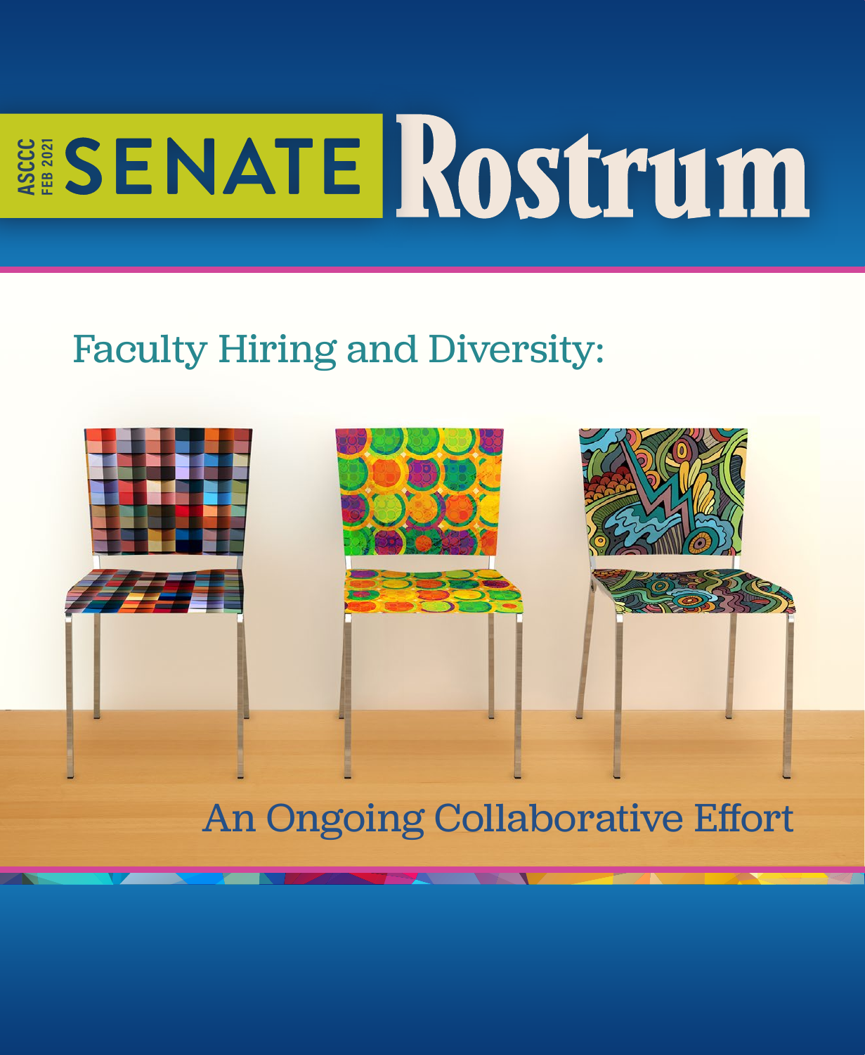ASCCC FEB 2021

# SENATE Rostrum

## Faculty Hiring and Diversity:

## An Ongoing Collaborative Effort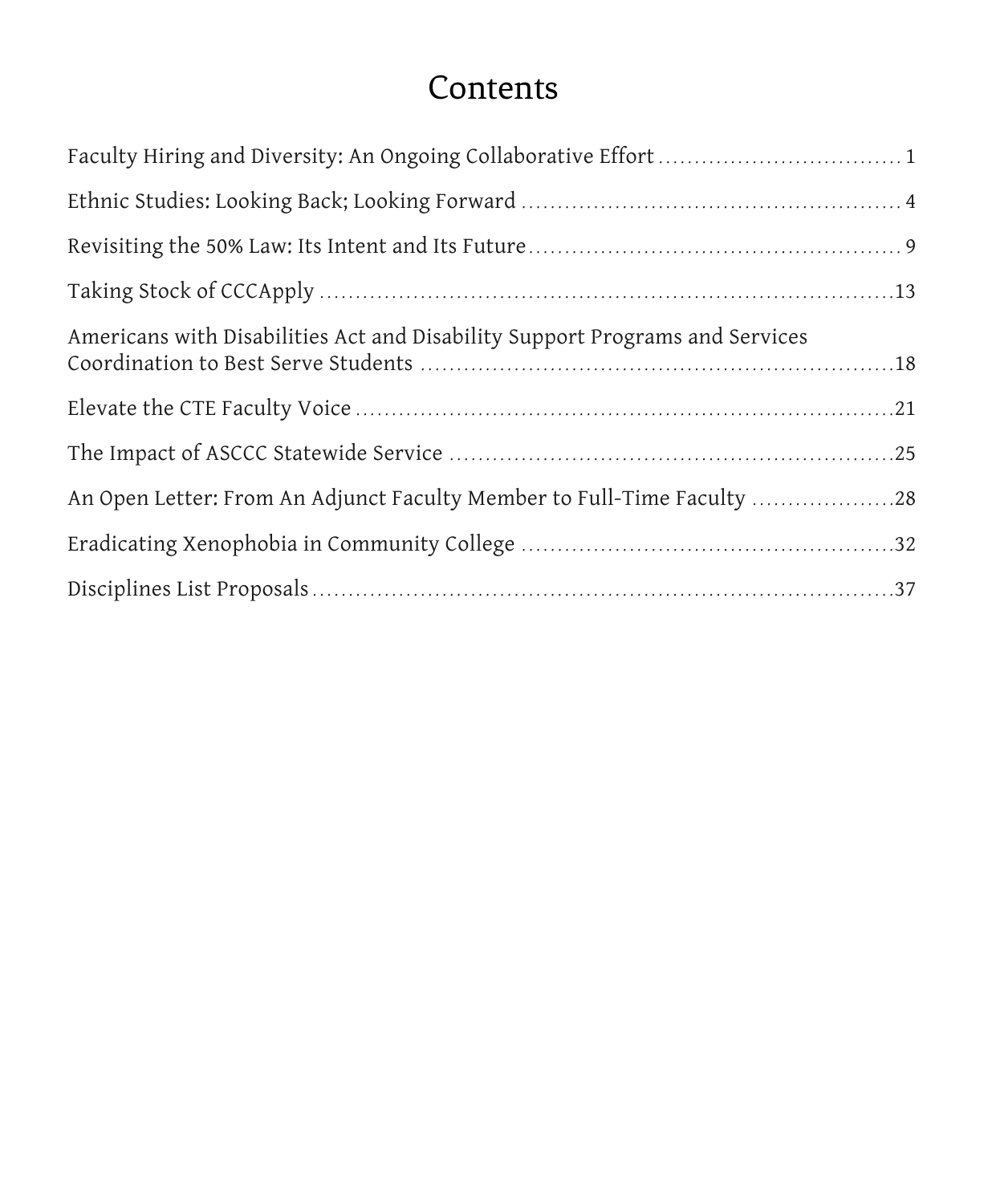# Contents

Faculty Hiring and Diversity: An Ongoing Collaborative Effort ..... 1

Ethnic Studies: Looking Back; Looking Forward ..... 4

Revisiting the 50% Law: Its Intent and Its Future ..... 9

Taking Stock of CCCApply ..... 13

Americans with Disabilities Act and Disability Support Programs and Services Coordination to Best Serve Students ..... 18

Elevate the CTE Faculty Voice ..... 21

The Impact of ASCCC Statewide Service ..... 25

An Open Letter: From An Adjunct Faculty Member to Full-Time Faculty ..... 28

Eradicating Xenophobia in Community College ..... 32

Disciplines List Proposals ..... 37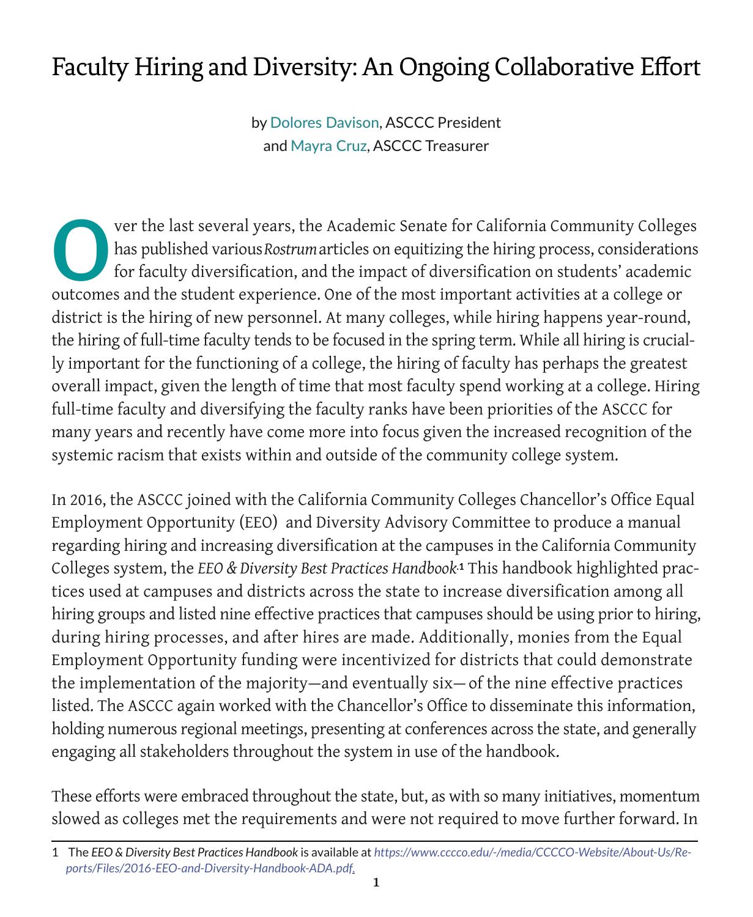# Faculty Hiring and Diversity: An Ongoing Collaborative Effort

by Dolores Davison, ASCCC President
and Mayra Cruz, ASCCC Treasurer

Over the last several years, the Academic Senate for California Community Colleges has published various *Rostrum* articles on equitizing the hiring process, considerations for faculty diversification, and the impact of diversification on students' academic outcomes and the student experience. One of the most important activities at a college or district is the hiring of new personnel. At many colleges, while hiring happens year-round, the hiring of full-time faculty tends to be focused in the spring term. While all hiring is crucially important for the functioning of a college, the hiring of faculty has perhaps the greatest overall impact, given the length of time that most faculty spend working at a college. Hiring full-time faculty and diversifying the faculty ranks have been priorities of the ASCCC for many years and recently have come more into focus given the increased recognition of the systemic racism that exists within and outside of the community college system.

In 2016, the ASCCC joined with the California Community Colleges Chancellor's Office Equal Employment Opportunity (EEO) and Diversity Advisory Committee to produce a manual regarding hiring and increasing diversification at the campuses in the California Community Colleges system, the *EEO & Diversity Best Practices Handbook*.[1] This handbook highlighted practices used at campuses and districts across the state to increase diversification among all hiring groups and listed nine effective practices that campuses should be using prior to hiring, during hiring processes, and after hires are made. Additionally, monies from the Equal Employment Opportunity funding were incentivized for districts that could demonstrate the implementation of the majority—and eventually six— of the nine effective practices listed. The ASCCC again worked with the Chancellor's Office to disseminate this information, holding numerous regional meetings, presenting at conferences across the state, and generally engaging all stakeholders throughout the system in use of the handbook.

These efforts were embraced throughout the state, but, as with so many initiatives, momentum slowed as colleges met the requirements and were not required to move further forward. In

---

1 The *EEO & Diversity Best Practices Handbook* is available at *https://www.cccco.edu/-/media/CCCCO-Website/About-Us/Reports/Files/2016-EEO-and-Diversity-Handbook-ADA.pdf*.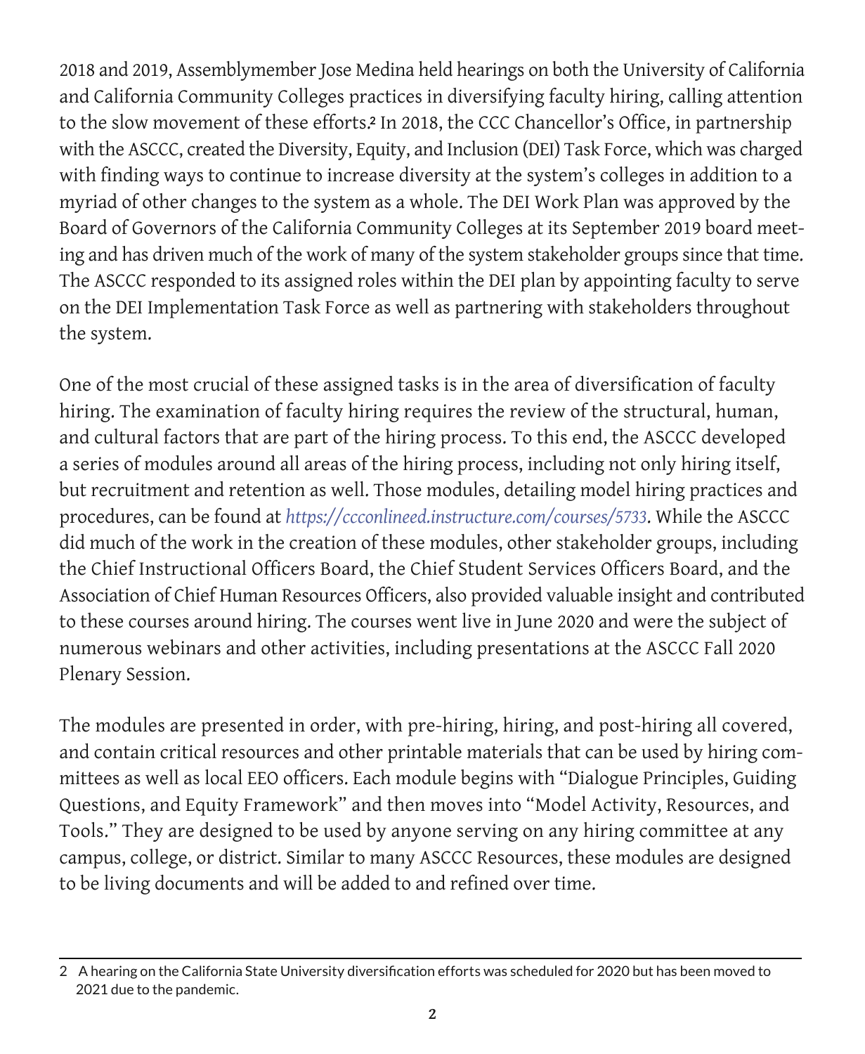2018 and 2019, Assemblymember Jose Medina held hearings on both the University of California and California Community Colleges practices in diversifying faculty hiring, calling attention to the slow movement of these efforts.[2] In 2018, the CCC Chancellor's Office, in partnership with the ASCCC, created the Diversity, Equity, and Inclusion (DEI) Task Force, which was charged with finding ways to continue to increase diversity at the system's colleges in addition to a myriad of other changes to the system as a whole. The DEI Work Plan was approved by the Board of Governors of the California Community Colleges at its September 2019 board meeting and has driven much of the work of many of the system stakeholder groups since that time. The ASCCC responded to its assigned roles within the DEI plan by appointing faculty to serve on the DEI Implementation Task Force as well as partnering with stakeholders throughout the system.

One of the most crucial of these assigned tasks is in the area of diversification of faculty hiring. The examination of faculty hiring requires the review of the structural, human, and cultural factors that are part of the hiring process. To this end, the ASCCC developed a series of modules around all areas of the hiring process, including not only hiring itself, but recruitment and retention as well. Those modules, detailing model hiring practices and procedures, can be found at *https://ccconlineed.instructure.com/courses/5733*. While the ASCCC did much of the work in the creation of these modules, other stakeholder groups, including the Chief Instructional Officers Board, the Chief Student Services Officers Board, and the Association of Chief Human Resources Officers, also provided valuable insight and contributed to these courses around hiring. The courses went live in June 2020 and were the subject of numerous webinars and other activities, including presentations at the ASCCC Fall 2020 Plenary Session.

The modules are presented in order, with pre-hiring, hiring, and post-hiring all covered, and contain critical resources and other printable materials that can be used by hiring committees as well as local EEO officers. Each module begins with "Dialogue Principles, Guiding Questions, and Equity Framework" and then moves into "Model Activity, Resources, and Tools." They are designed to be used by anyone serving on any hiring committee at any campus, college, or district. Similar to many ASCCC Resources, these modules are designed to be living documents and will be added to and refined over time.

---

2 A hearing on the California State University diversification efforts was scheduled for 2020 but has been moved to 2021 due to the pandemic.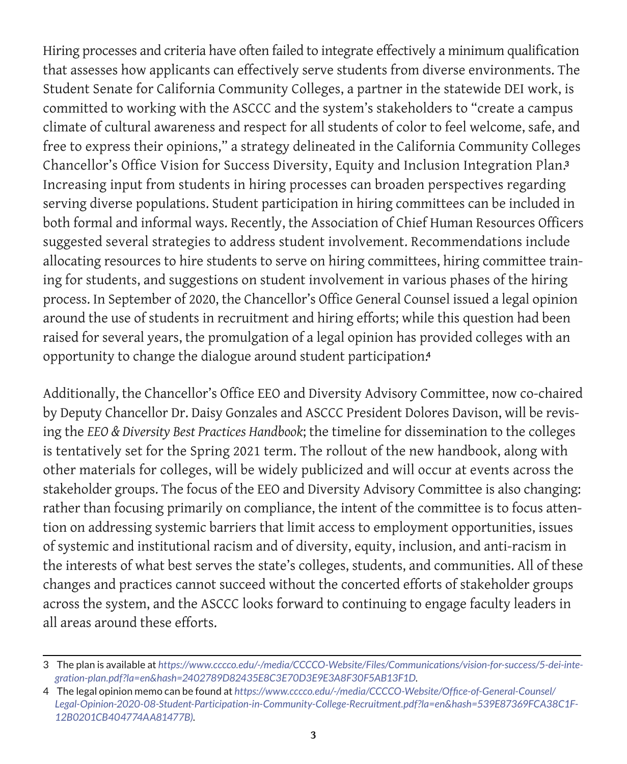Hiring processes and criteria have often failed to integrate effectively a minimum qualification that assesses how applicants can effectively serve students from diverse environments. The Student Senate for California Community Colleges, a partner in the statewide DEI work, is committed to working with the ASCCC and the system's stakeholders to "create a campus climate of cultural awareness and respect for all students of color to feel welcome, safe, and free to express their opinions," a strategy delineated in the California Community Colleges Chancellor's Office Vision for Success Diversity, Equity and Inclusion Integration Plan.[3] Increasing input from students in hiring processes can broaden perspectives regarding serving diverse populations. Student participation in hiring committees can be included in both formal and informal ways. Recently, the Association of Chief Human Resources Officers suggested several strategies to address student involvement. Recommendations include allocating resources to hire students to serve on hiring committees, hiring committee training for students, and suggestions on student involvement in various phases of the hiring process. In September of 2020, the Chancellor's Office General Counsel issued a legal opinion around the use of students in recruitment and hiring efforts; while this question had been raised for several years, the promulgation of a legal opinion has provided colleges with an opportunity to change the dialogue around student participation.[4]

Additionally, the Chancellor's Office EEO and Diversity Advisory Committee, now co-chaired by Deputy Chancellor Dr. Daisy Gonzales and ASCCC President Dolores Davison, will be revising the *EEO & Diversity Best Practices Handbook*; the timeline for dissemination to the colleges is tentatively set for the Spring 2021 term. The rollout of the new handbook, along with other materials for colleges, will be widely publicized and will occur at events across the stakeholder groups. The focus of the EEO and Diversity Advisory Committee is also changing: rather than focusing primarily on compliance, the intent of the committee is to focus attention on addressing systemic barriers that limit access to employment opportunities, issues of systemic and institutional racism and of diversity, equity, inclusion, and anti-racism in the interests of what best serves the state's colleges, students, and communities. All of these changes and practices cannot succeed without the concerted efforts of stakeholder groups across the system, and the ASCCC looks forward to continuing to engage faculty leaders in all areas around these efforts.

---

3 The plan is available at *https://www.cccco.edu/-/media/CCCCO-Website/Files/Communications/vision-for-success/5-dei-integration-plan.pdf?la=en&hash=2402789D82435E8C3E70D3E9E3A8F30F5AB13F1D*.

4 The legal opinion memo can be found at *https://www.cccco.edu/-/media/CCCCO-Website/Office-of-General-Counsel/Legal-Opinion-2020-08-Student-Participation-in-Community-College-Recruitment.pdf?la=en&hash=539E87369FCA38C1F12B0201CB404774AA81477B)*.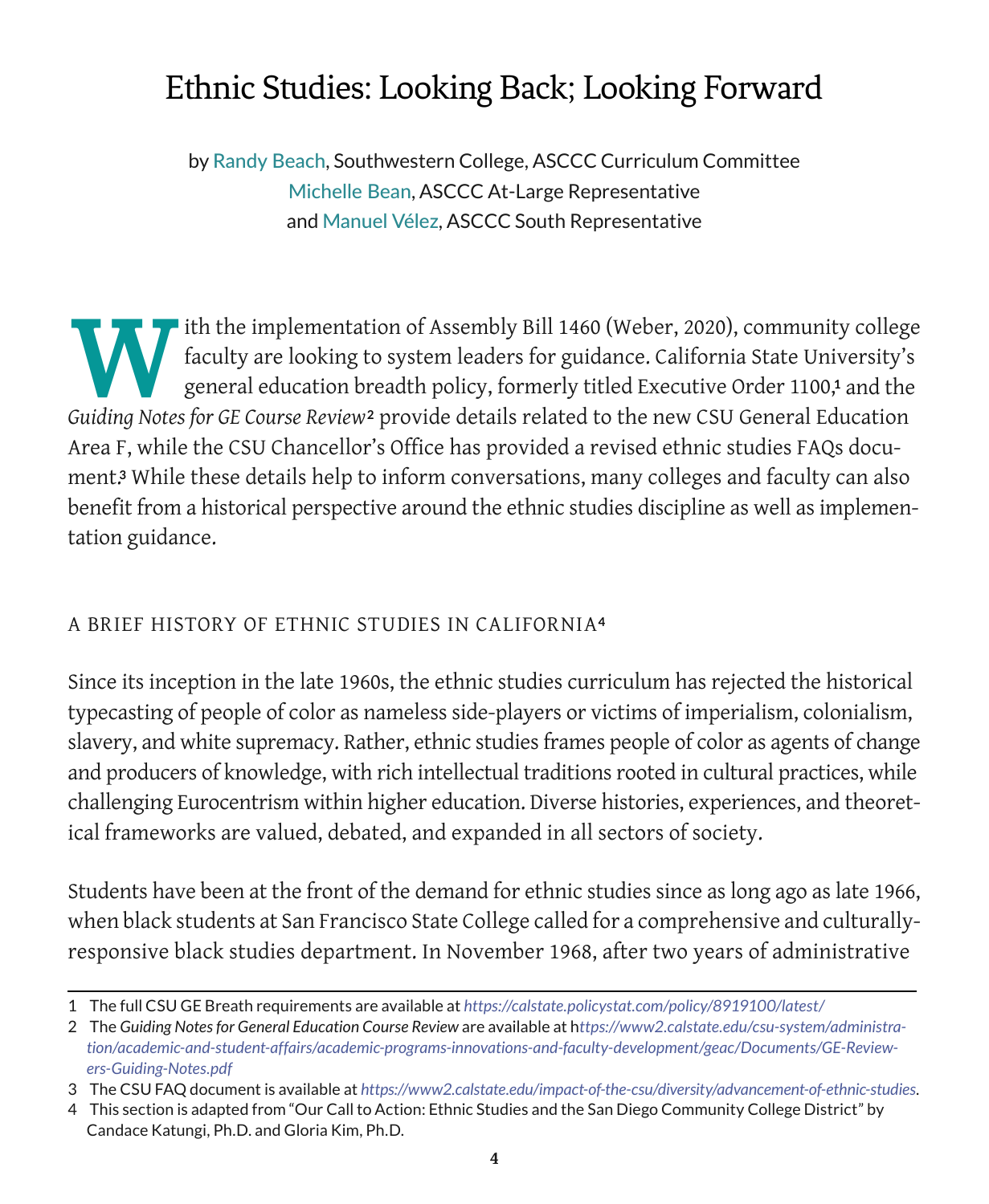# Ethnic Studies: Looking Back; Looking Forward

by Randy Beach, Southwestern College, ASCCC Curriculum Committee
Michelle Bean, ASCCC At-Large Representative
and Manuel Vélez, ASCCC South Representative

With the implementation of Assembly Bill 1460 (Weber, 2020), community college faculty are looking to system leaders for guidance. California State University's general education breadth policy, formerly titled Executive Order 1100,[1] and the *Guiding Notes for GE Course Review*[2] provide details related to the new CSU General Education Area F, while the CSU Chancellor's Office has provided a revised ethnic studies FAQs document.[3] While these details help to inform conversations, many colleges and faculty can also benefit from a historical perspective around the ethnic studies discipline as well as implementation guidance.

## A BRIEF HISTORY OF ETHNIC STUDIES IN CALIFORNIA[4]

Since its inception in the late 1960s, the ethnic studies curriculum has rejected the historical typecasting of people of color as nameless side-players or victims of imperialism, colonialism, slavery, and white supremacy. Rather, ethnic studies frames people of color as agents of change and producers of knowledge, with rich intellectual traditions rooted in cultural practices, while challenging Eurocentrism within higher education. Diverse histories, experiences, and theoretical frameworks are valued, debated, and expanded in all sectors of society.

Students have been at the front of the demand for ethnic studies since as long ago as late 1966, when black students at San Francisco State College called for a comprehensive and culturally-responsive black studies department. In November 1968, after two years of administrative

---

1 The full CSU GE Breath requirements are available at *https://calstate.policystat.com/policy/8919100/latest/*

2 The *Guiding Notes for General Education Course Review* are available at h*ttps://www2.calstate.edu/csu-system/administration/academic-and-student-affairs/academic-programs-innovations-and-faculty-development/geac/Documents/GE-Reviewers-Guiding-Notes.pdf*

3 The CSU FAQ document is available at *https://www2.calstate.edu/impact-of-the-csu/diversity/advancement-of-ethnic-studies*.

4 This section is adapted from "Our Call to Action: Ethnic Studies and the San Diego Community College District" by Candace Katungi, Ph.D. and Gloria Kim, Ph.D.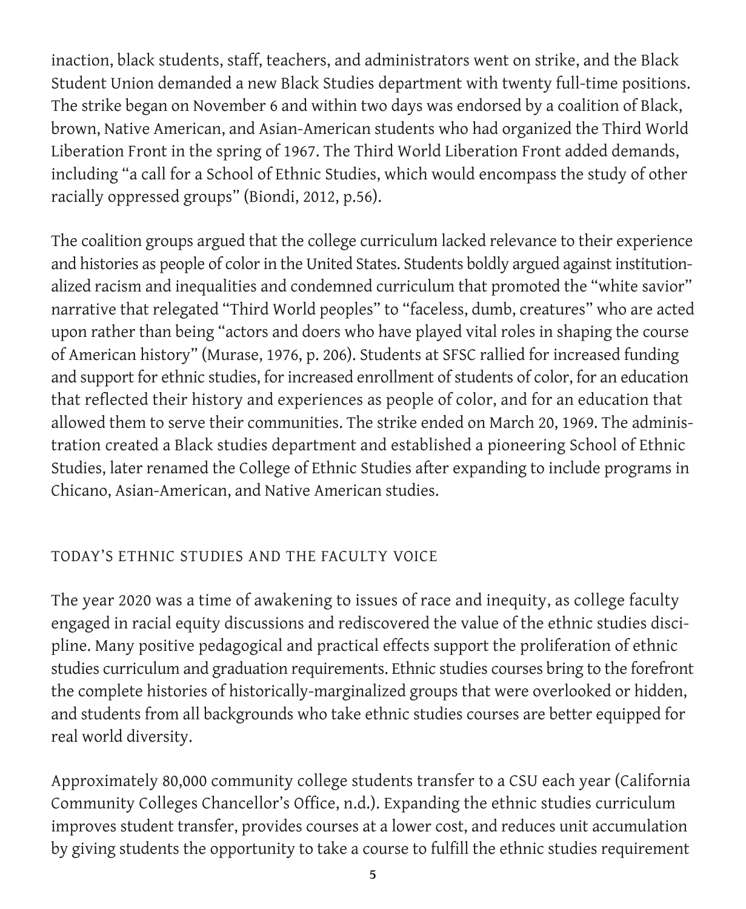inaction, black students, staff, teachers, and administrators went on strike, and the Black Student Union demanded a new Black Studies department with twenty full-time positions. The strike began on November 6 and within two days was endorsed by a coalition of Black, brown, Native American, and Asian-American students who had organized the Third World Liberation Front in the spring of 1967. The Third World Liberation Front added demands, including "a call for a School of Ethnic Studies, which would encompass the study of other racially oppressed groups" (Biondi, 2012, p.56).

The coalition groups argued that the college curriculum lacked relevance to their experience and histories as people of color in the United States. Students boldly argued against institutionalized racism and inequalities and condemned curriculum that promoted the "white savior" narrative that relegated "Third World peoples" to "faceless, dumb, creatures" who are acted upon rather than being "actors and doers who have played vital roles in shaping the course of American history" (Murase, 1976, p. 206). Students at SFSC rallied for increased funding and support for ethnic studies, for increased enrollment of students of color, for an education that reflected their history and experiences as people of color, and for an education that allowed them to serve their communities. The strike ended on March 20, 1969. The administration created a Black studies department and established a pioneering School of Ethnic Studies, later renamed the College of Ethnic Studies after expanding to include programs in Chicano, Asian-American, and Native American studies.

## TODAY'S ETHNIC STUDIES AND THE FACULTY VOICE

The year 2020 was a time of awakening to issues of race and inequity, as college faculty engaged in racial equity discussions and rediscovered the value of the ethnic studies discipline. Many positive pedagogical and practical effects support the proliferation of ethnic studies curriculum and graduation requirements. Ethnic studies courses bring to the forefront the complete histories of historically-marginalized groups that were overlooked or hidden, and students from all backgrounds who take ethnic studies courses are better equipped for real world diversity.

Approximately 80,000 community college students transfer to a CSU each year (California Community Colleges Chancellor's Office, n.d.). Expanding the ethnic studies curriculum improves student transfer, provides courses at a lower cost, and reduces unit accumulation by giving students the opportunity to take a course to fulfill the ethnic studies requirement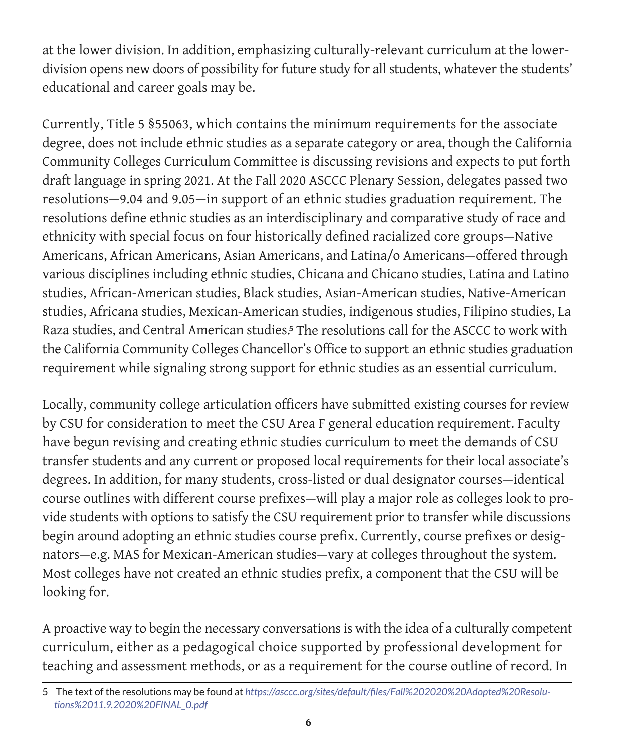at the lower division. In addition, emphasizing culturally-relevant curriculum at the lower-division opens new doors of possibility for future study for all students, whatever the students' educational and career goals may be.

Currently, Title 5 §55063, which contains the minimum requirements for the associate degree, does not include ethnic studies as a separate category or area, though the California Community Colleges Curriculum Committee is discussing revisions and expects to put forth draft language in spring 2021. At the Fall 2020 ASCCC Plenary Session, delegates passed two resolutions—9.04 and 9.05—in support of an ethnic studies graduation requirement. The resolutions define ethnic studies as an interdisciplinary and comparative study of race and ethnicity with special focus on four historically defined racialized core groups—Native Americans, African Americans, Asian Americans, and Latina/o Americans—offered through various disciplines including ethnic studies, Chicana and Chicano studies, Latina and Latino studies, African-American studies, Black studies, Asian-American studies, Native-American studies, Africana studies, Mexican-American studies, indigenous studies, Filipino studies, La Raza studies, and Central American studies.[5] The resolutions call for the ASCCC to work with the California Community Colleges Chancellor's Office to support an ethnic studies graduation requirement while signaling strong support for ethnic studies as an essential curriculum.

Locally, community college articulation officers have submitted existing courses for review by CSU for consideration to meet the CSU Area F general education requirement. Faculty have begun revising and creating ethnic studies curriculum to meet the demands of CSU transfer students and any current or proposed local requirements for their local associate's degrees. In addition, for many students, cross-listed or dual designator courses—identical course outlines with different course prefixes—will play a major role as colleges look to provide students with options to satisfy the CSU requirement prior to transfer while discussions begin around adopting an ethnic studies course prefix. Currently, course prefixes or designators—e.g. MAS for Mexican-American studies—vary at colleges throughout the system. Most colleges have not created an ethnic studies prefix, a component that the CSU will be looking for.

A proactive way to begin the necessary conversations is with the idea of a culturally competent curriculum, either as a pedagogical choice supported by professional development for teaching and assessment methods, or as a requirement for the course outline of record. In

---

5 The text of the resolutions may be found at *https://asccc.org/sites/default/files/Fall%202020%20Adopted%20Resolutions%2011.9.2020%20FINAL_0.pdf*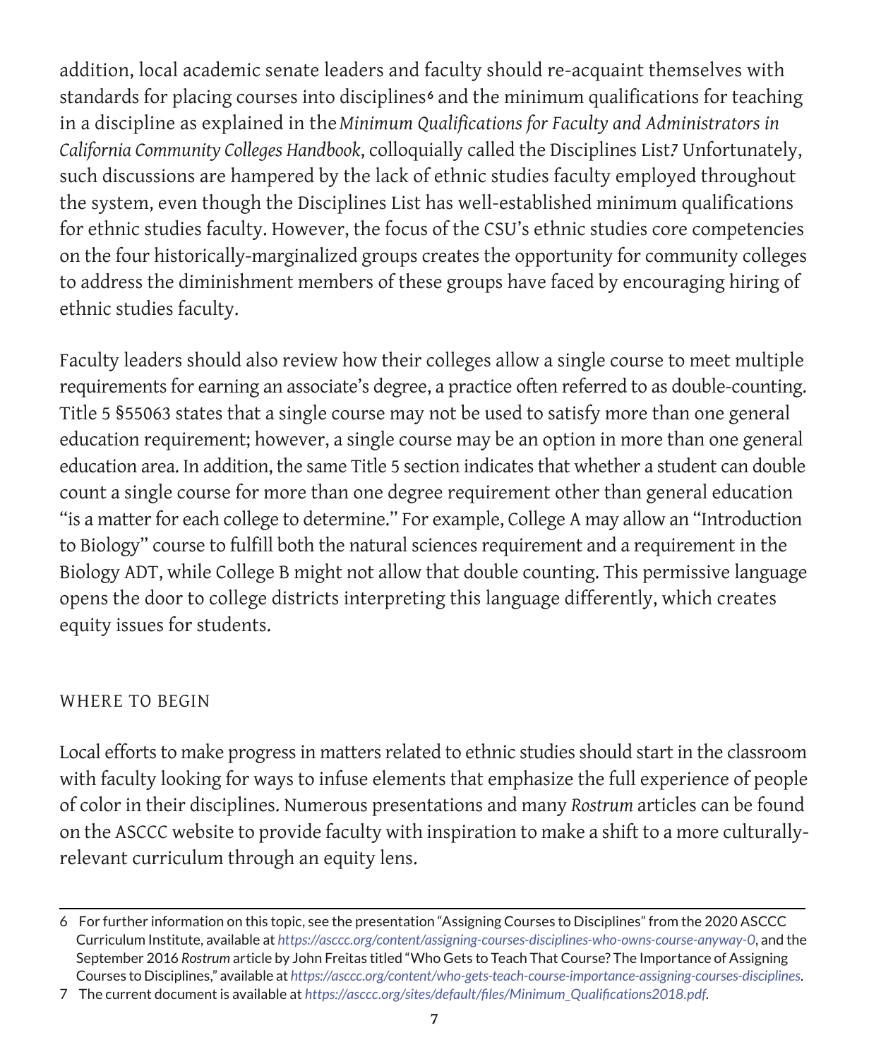addition, local academic senate leaders and faculty should re-acquaint themselves with standards for placing courses into disciplines[6] and the minimum qualifications for teaching in a discipline as explained in the *Minimum Qualifications for Faculty and Administrators in California Community Colleges Handbook*, colloquially called the Disciplines List.[7] Unfortunately, such discussions are hampered by the lack of ethnic studies faculty employed throughout the system, even though the Disciplines List has well-established minimum qualifications for ethnic studies faculty. However, the focus of the CSU's ethnic studies core competencies on the four historically-marginalized groups creates the opportunity for community colleges to address the diminishment members of these groups have faced by encouraging hiring of ethnic studies faculty.

Faculty leaders should also review how their colleges allow a single course to meet multiple requirements for earning an associate's degree, a practice often referred to as double-counting. Title 5 §55063 states that a single course may not be used to satisfy more than one general education requirement; however, a single course may be an option in more than one general education area. In addition, the same Title 5 section indicates that whether a student can double count a single course for more than one degree requirement other than general education "is a matter for each college to determine." For example, College A may allow an "Introduction to Biology" course to fulfill both the natural sciences requirement and a requirement in the Biology ADT, while College B might not allow that double counting. This permissive language opens the door to college districts interpreting this language differently, which creates equity issues for students.

## WHERE TO BEGIN

Local efforts to make progress in matters related to ethnic studies should start in the classroom with faculty looking for ways to infuse elements that emphasize the full experience of people of color in their disciplines. Numerous presentations and many *Rostrum* articles can be found on the ASCCC website to provide faculty with inspiration to make a shift to a more culturally-relevant curriculum through an equity lens.

---

6 For further information on this topic, see the presentation "Assigning Courses to Disciplines" from the 2020 ASCCC Curriculum Institute, available at *https://asccc.org/content/assigning-courses-disciplines-who-owns-course-anyway-0*, and the September 2016 *Rostrum* article by John Freitas titled "Who Gets to Teach That Course? The Importance of Assigning Courses to Disciplines," available at *https://asccc.org/content/who-gets-teach-course-importance-assigning-courses-disciplines*.

7 The current document is available at *https://asccc.org/sites/default/files/Minimum_Qualifications2018.pdf*.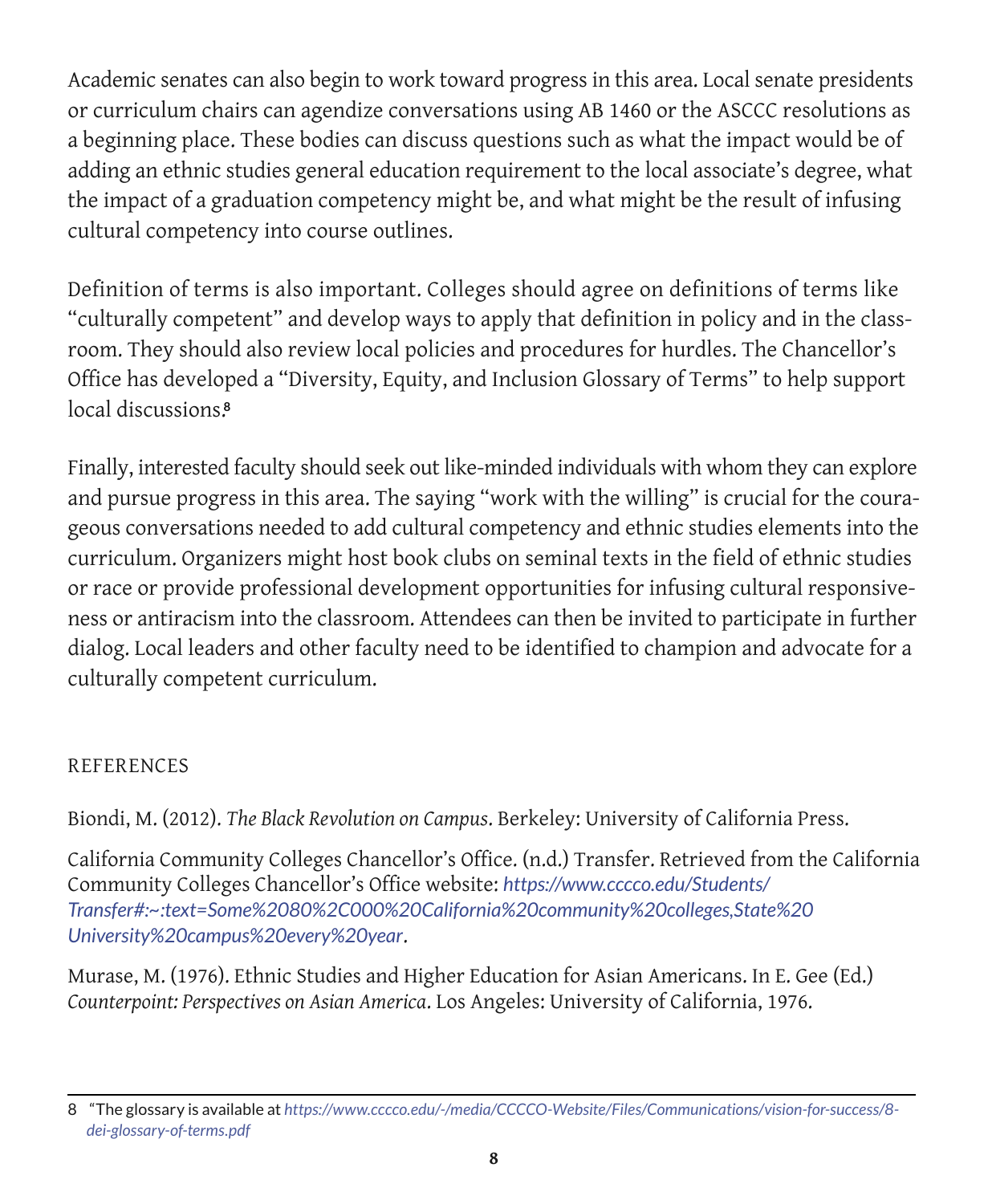Academic senates can also begin to work toward progress in this area. Local senate presidents or curriculum chairs can agendize conversations using AB 1460 or the ASCCC resolutions as a beginning place. These bodies can discuss questions such as what the impact would be of adding an ethnic studies general education requirement to the local associate's degree, what the impact of a graduation competency might be, and what might be the result of infusing cultural competency into course outlines.

Definition of terms is also important. Colleges should agree on definitions of terms like "culturally competent" and develop ways to apply that definition in policy and in the classroom. They should also review local policies and procedures for hurdles. The Chancellor's Office has developed a "Diversity, Equity, and Inclusion Glossary of Terms" to help support local discussions.[8]

Finally, interested faculty should seek out like-minded individuals with whom they can explore and pursue progress in this area. The saying "work with the willing" is crucial for the courageous conversations needed to add cultural competency and ethnic studies elements into the curriculum. Organizers might host book clubs on seminal texts in the field of ethnic studies or race or provide professional development opportunities for infusing cultural responsiveness or antiracism into the classroom. Attendees can then be invited to participate in further dialog. Local leaders and other faculty need to be identified to champion and advocate for a culturally competent curriculum.

## REFERENCES

Biondi, M. (2012). *The Black Revolution on Campus*. Berkeley: University of California Press.

California Community Colleges Chancellor's Office. (n.d.) Transfer. Retrieved from the California Community Colleges Chancellor's Office website: *https://www.cccco.edu/Students/Transfer#:~:text=Some%2080%2C000%20California%20community%20colleges,State%20University%20campus%20every%20year*.

Murase, M. (1976). Ethnic Studies and Higher Education for Asian Americans. In E. Gee (Ed.) *Counterpoint: Perspectives on Asian America*. Los Angeles: University of California, 1976.

---

8 "The glossary is available at *https://www.cccco.edu/-/media/CCCCO-Website/Files/Communications/vision-for-success/8-dei-glossary-of-terms.pdf*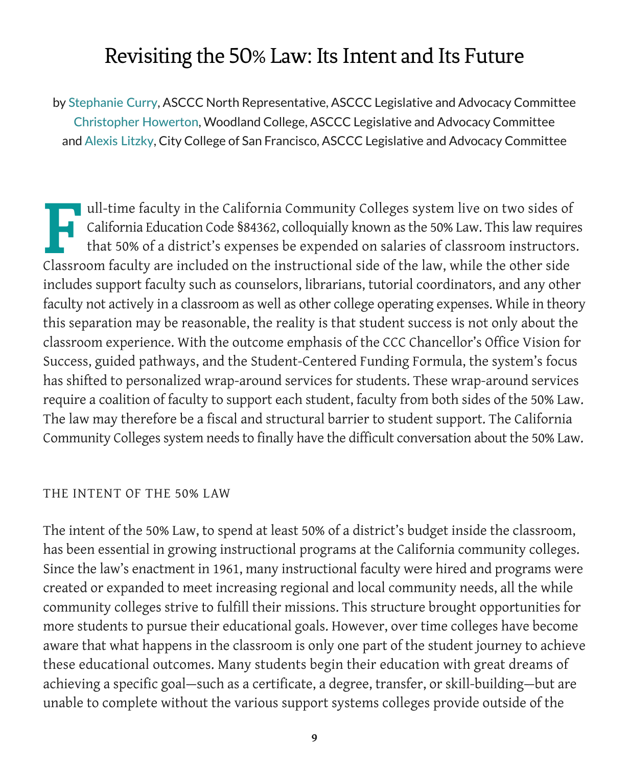# Revisiting the 50% Law: Its Intent and Its Future

by Stephanie Curry, ASCCC North Representative, ASCCC Legislative and Advocacy Committee
Christopher Howerton, Woodland College, ASCCC Legislative and Advocacy Committee
and Alexis Litzky, City College of San Francisco, ASCCC Legislative and Advocacy Committee

Full-time faculty in the California Community Colleges system live on two sides of California Education Code §84362, colloquially known as the 50% Law. This law requires that 50% of a district's expenses be expended on salaries of classroom instructors. Classroom faculty are included on the instructional side of the law, while the other side includes support faculty such as counselors, librarians, tutorial coordinators, and any other faculty not actively in a classroom as well as other college operating expenses. While in theory this separation may be reasonable, the reality is that student success is not only about the classroom experience. With the outcome emphasis of the CCC Chancellor's Office Vision for Success, guided pathways, and the Student-Centered Funding Formula, the system's focus has shifted to personalized wrap-around services for students. These wrap-around services require a coalition of faculty to support each student, faculty from both sides of the 50% Law. The law may therefore be a fiscal and structural barrier to student support. The California Community Colleges system needs to finally have the difficult conversation about the 50% Law.

## THE INTENT OF THE 50% LAW

The intent of the 50% Law, to spend at least 50% of a district's budget inside the classroom, has been essential in growing instructional programs at the California community colleges. Since the law's enactment in 1961, many instructional faculty were hired and programs were created or expanded to meet increasing regional and local community needs, all the while community colleges strive to fulfill their missions. This structure brought opportunities for more students to pursue their educational goals. However, over time colleges have become aware that what happens in the classroom is only one part of the student journey to achieve these educational outcomes. Many students begin their education with great dreams of achieving a specific goal—such as a certificate, a degree, transfer, or skill-building—but are unable to complete without the various support systems colleges provide outside of the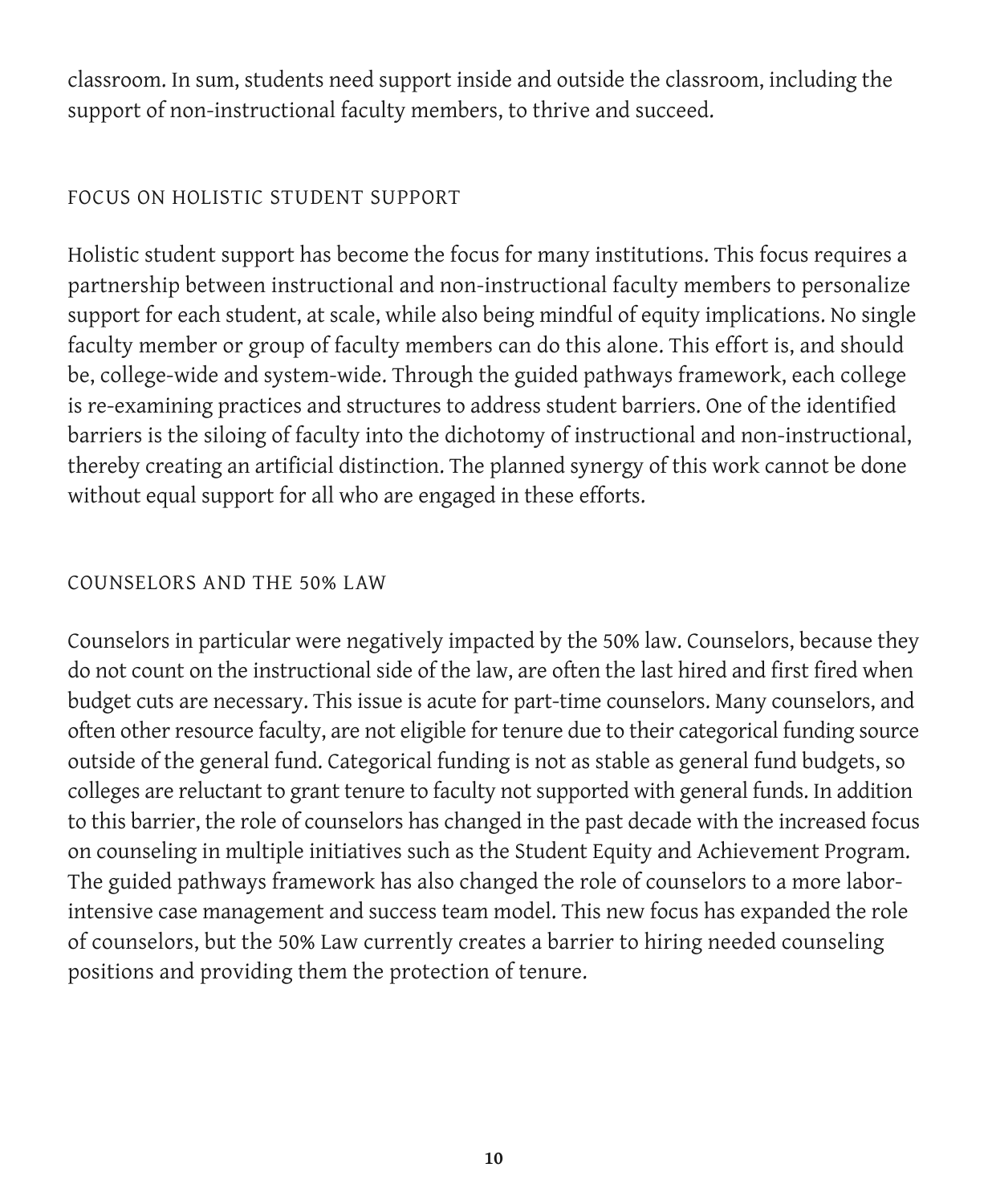classroom. In sum, students need support inside and outside the classroom, including the support of non-instructional faculty members, to thrive and succeed.

### FOCUS ON HOLISTIC STUDENT SUPPORT

Holistic student support has become the focus for many institutions. This focus requires a partnership between instructional and non-instructional faculty members to personalize support for each student, at scale, while also being mindful of equity implications. No single faculty member or group of faculty members can do this alone. This effort is, and should be, college-wide and system-wide. Through the guided pathways framework, each college is re-examining practices and structures to address student barriers. One of the identified barriers is the siloing of faculty into the dichotomy of instructional and non-instructional, thereby creating an artificial distinction. The planned synergy of this work cannot be done without equal support for all who are engaged in these efforts.

### COUNSELORS AND THE 50% LAW

Counselors in particular were negatively impacted by the 50% law. Counselors, because they do not count on the instructional side of the law, are often the last hired and first fired when budget cuts are necessary. This issue is acute for part-time counselors. Many counselors, and often other resource faculty, are not eligible for tenure due to their categorical funding source outside of the general fund. Categorical funding is not as stable as general fund budgets, so colleges are reluctant to grant tenure to faculty not supported with general funds. In addition to this barrier, the role of counselors has changed in the past decade with the increased focus on counseling in multiple initiatives such as the Student Equity and Achievement Program. The guided pathways framework has also changed the role of counselors to a more labor-intensive case management and success team model. This new focus has expanded the role of counselors, but the 50% Law currently creates a barrier to hiring needed counseling positions and providing them the protection of tenure.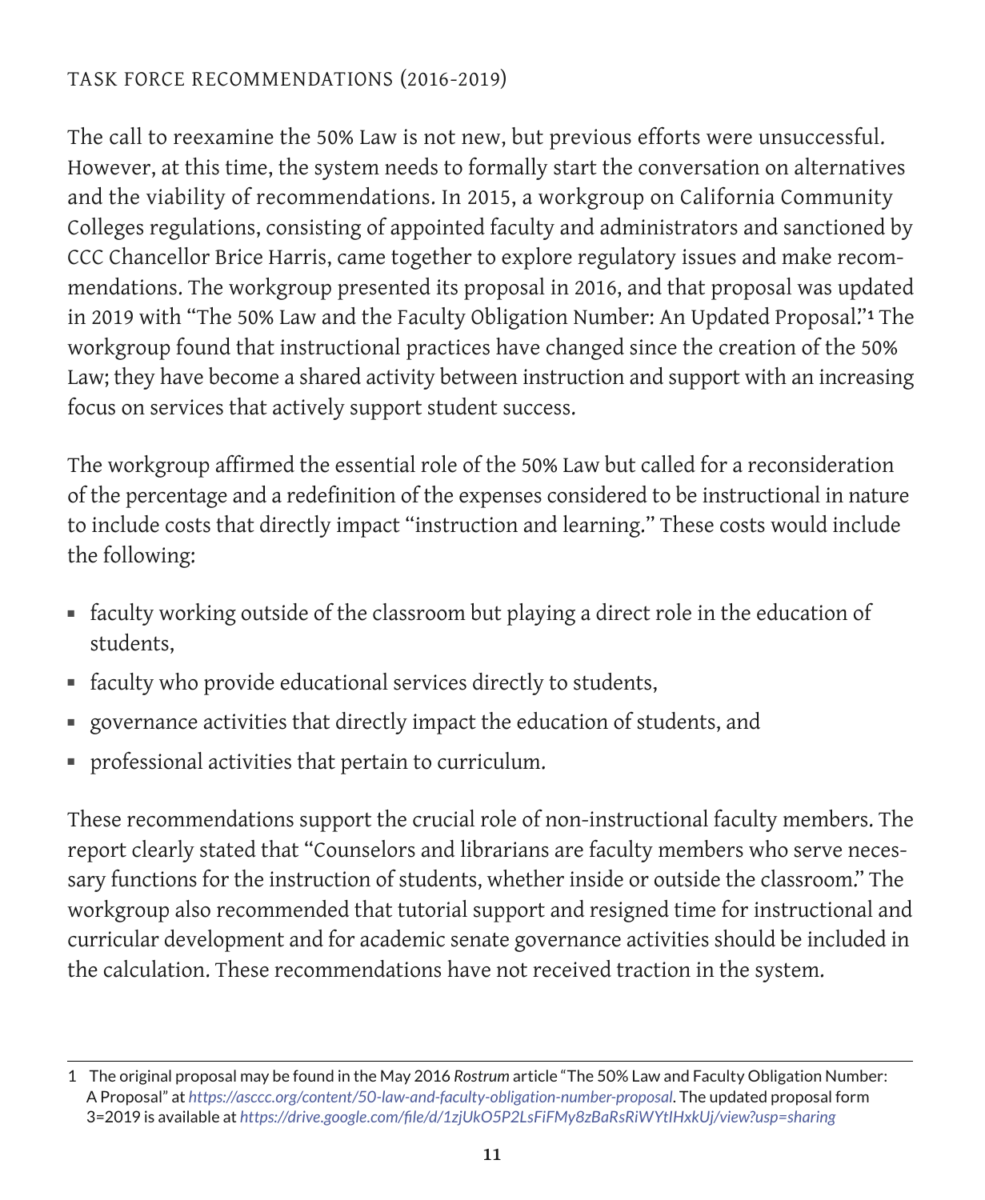## TASK FORCE RECOMMENDATIONS (2016-2019)

The call to reexamine the 50% Law is not new, but previous efforts were unsuccessful. However, at this time, the system needs to formally start the conversation on alternatives and the viability of recommendations. In 2015, a workgroup on California Community Colleges regulations, consisting of appointed faculty and administrators and sanctioned by CCC Chancellor Brice Harris, came together to explore regulatory issues and make recommendations. The workgroup presented its proposal in 2016, and that proposal was updated in 2019 with "The 50% Law and the Faculty Obligation Number: An Updated Proposal."[1] The workgroup found that instructional practices have changed since the creation of the 50% Law; they have become a shared activity between instruction and support with an increasing focus on services that actively support student success.

The workgroup affirmed the essential role of the 50% Law but called for a reconsideration of the percentage and a redefinition of the expenses considered to be instructional in nature to include costs that directly impact "instruction and learning." These costs would include the following:

- faculty working outside of the classroom but playing a direct role in the education of students,
- faculty who provide educational services directly to students,
- governance activities that directly impact the education of students, and
- professional activities that pertain to curriculum.

These recommendations support the crucial role of non-instructional faculty members. The report clearly stated that "Counselors and librarians are faculty members who serve necessary functions for the instruction of students, whether inside or outside the classroom." The workgroup also recommended that tutorial support and resigned time for instructional and curricular development and for academic senate governance activities should be included in the calculation. These recommendations have not received traction in the system.

---

1 The original proposal may be found in the May 2016 *Rostrum* article "The 50% Law and Faculty Obligation Number: A Proposal" at *https://asccc.org/content/50-law-and-faculty-obligation-number-proposal*. The updated proposal form 3=2019 is available at *https://drive.google.com/file/d/1zjUkO5P2LsFiFMy8zBaRsRiWYtIHxkUj/view?usp=sharing*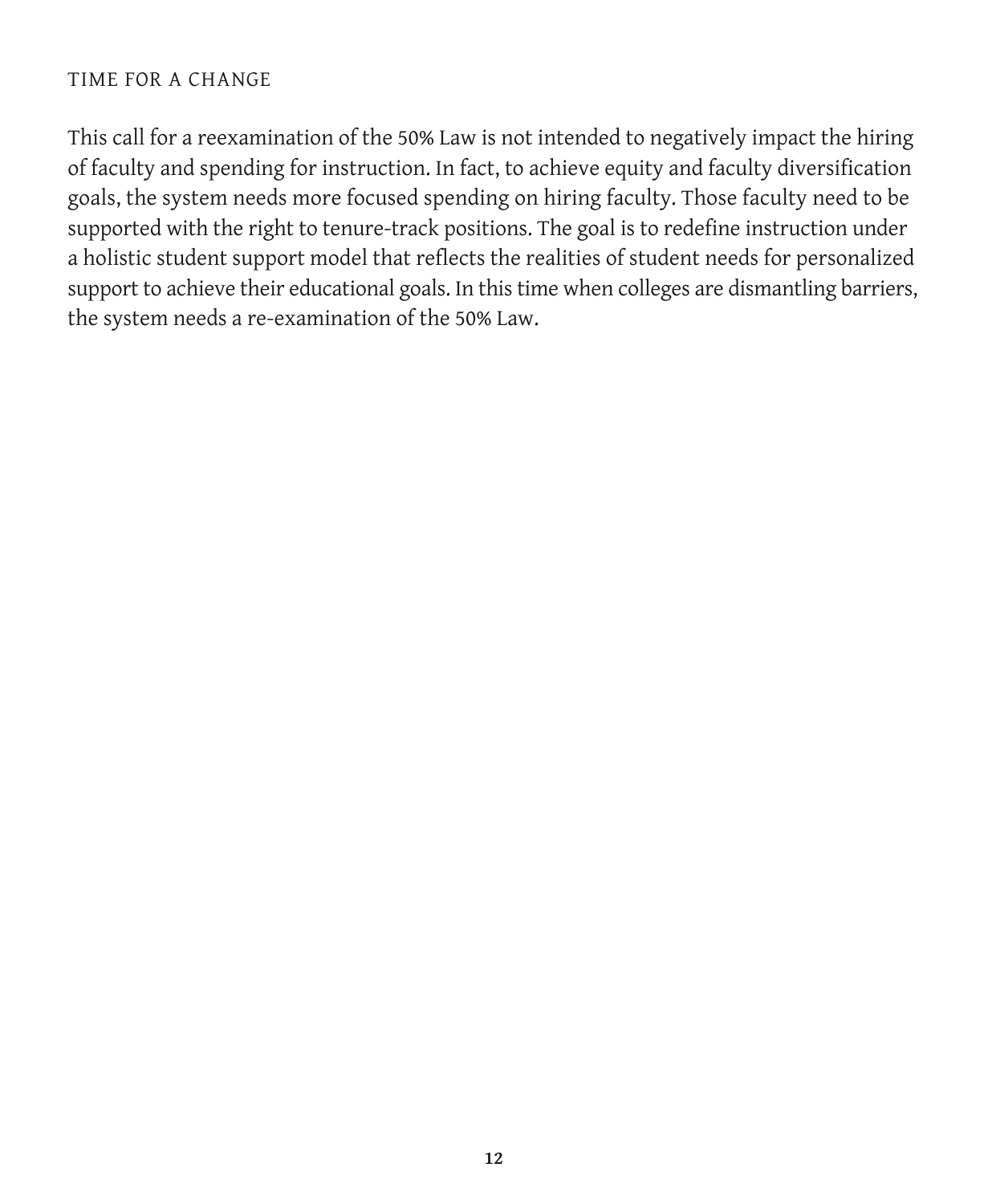## TIME FOR A CHANGE

This call for a reexamination of the 50% Law is not intended to negatively impact the hiring of faculty and spending for instruction. In fact, to achieve equity and faculty diversification goals, the system needs more focused spending on hiring faculty. Those faculty need to be supported with the right to tenure-track positions. The goal is to redefine instruction under a holistic student support model that reflects the realities of student needs for personalized support to achieve their educational goals. In this time when colleges are dismantling barriers, the system needs a re-examination of the 50% Law.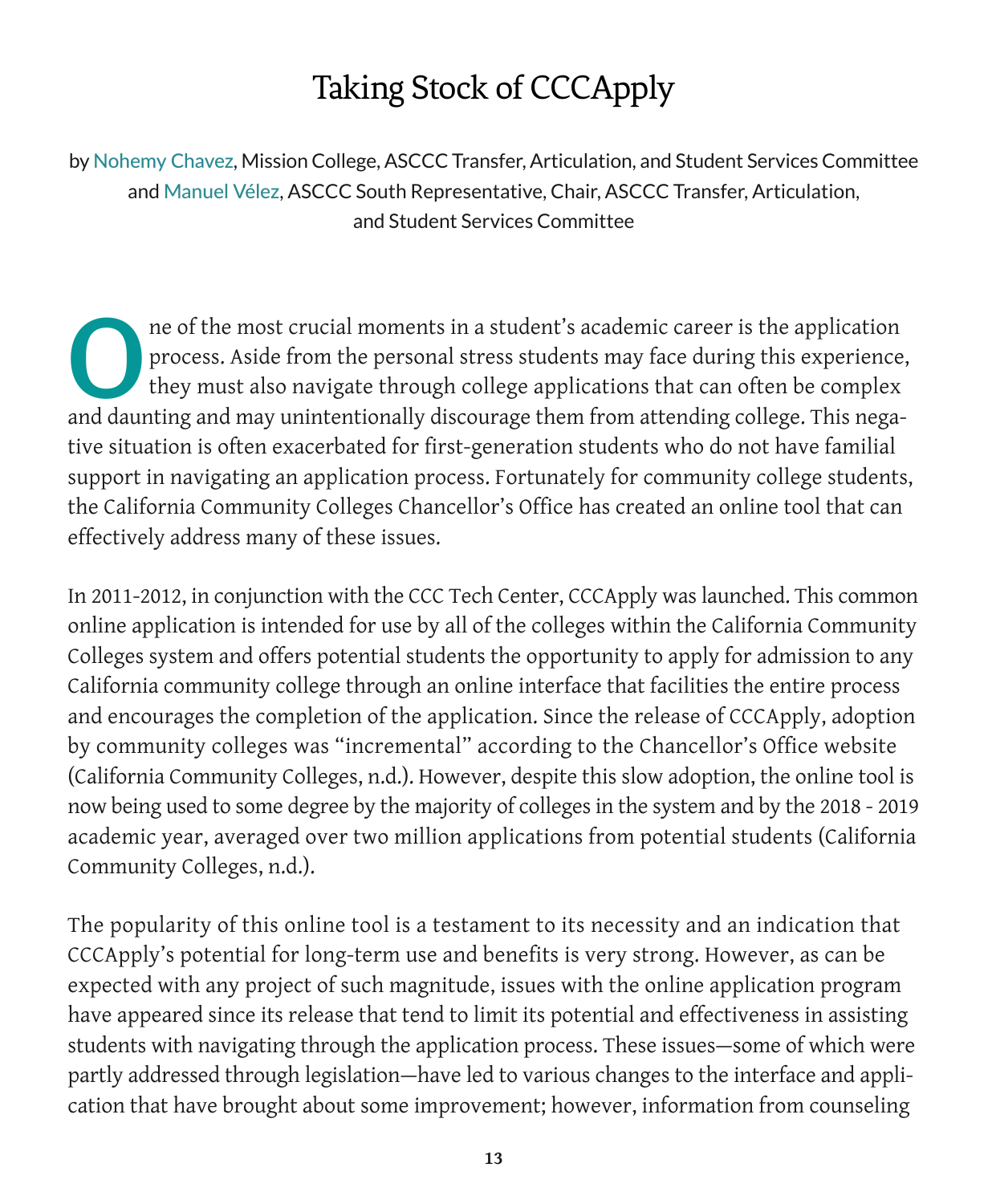# Taking Stock of CCCApply

by Nohemy Chavez, Mission College, ASCCC Transfer, Articulation, and Student Services Committee and Manuel Vélez, ASCCC South Representative, Chair, ASCCC Transfer, Articulation, and Student Services Committee

One of the most crucial moments in a student's academic career is the application process. Aside from the personal stress students may face during this experience, they must also navigate through college applications that can often be complex and daunting and may unintentionally discourage them from attending college. This negative situation is often exacerbated for first-generation students who do not have familial support in navigating an application process. Fortunately for community college students, the California Community Colleges Chancellor's Office has created an online tool that can effectively address many of these issues.

In 2011-2012, in conjunction with the CCC Tech Center, CCCApply was launched. This common online application is intended for use by all of the colleges within the California Community Colleges system and offers potential students the opportunity to apply for admission to any California community college through an online interface that facilities the entire process and encourages the completion of the application. Since the release of CCCApply, adoption by community colleges was "incremental" according to the Chancellor's Office website (California Community Colleges, n.d.). However, despite this slow adoption, the online tool is now being used to some degree by the majority of colleges in the system and by the 2018 - 2019 academic year, averaged over two million applications from potential students (California Community Colleges, n.d.).

The popularity of this online tool is a testament to its necessity and an indication that CCCApply's potential for long-term use and benefits is very strong. However, as can be expected with any project of such magnitude, issues with the online application program have appeared since its release that tend to limit its potential and effectiveness in assisting students with navigating through the application process. These issues—some of which were partly addressed through legislation—have led to various changes to the interface and application that have brought about some improvement; however, information from counseling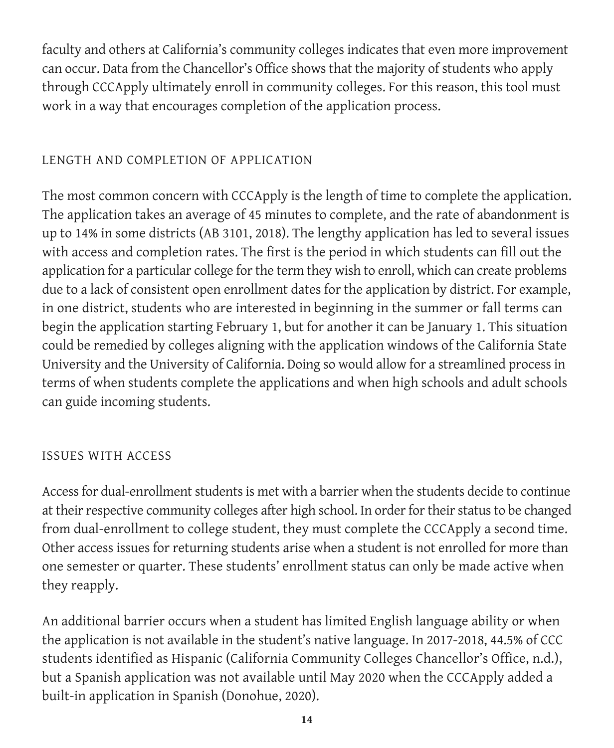faculty and others at California's community colleges indicates that even more improvement can occur. Data from the Chancellor's Office shows that the majority of students who apply through CCCApply ultimately enroll in community colleges. For this reason, this tool must work in a way that encourages completion of the application process.

### LENGTH AND COMPLETION OF APPLICATION

The most common concern with CCCApply is the length of time to complete the application. The application takes an average of 45 minutes to complete, and the rate of abandonment is up to 14% in some districts (AB 3101, 2018). The lengthy application has led to several issues with access and completion rates. The first is the period in which students can fill out the application for a particular college for the term they wish to enroll, which can create problems due to a lack of consistent open enrollment dates for the application by district. For example, in one district, students who are interested in beginning in the summer or fall terms can begin the application starting February 1, but for another it can be January 1. This situation could be remedied by colleges aligning with the application windows of the California State University and the University of California. Doing so would allow for a streamlined process in terms of when students complete the applications and when high schools and adult schools can guide incoming students.

### ISSUES WITH ACCESS

Access for dual-enrollment students is met with a barrier when the students decide to continue at their respective community colleges after high school. In order for their status to be changed from dual-enrollment to college student, they must complete the CCCApply a second time. Other access issues for returning students arise when a student is not enrolled for more than one semester or quarter. These students' enrollment status can only be made active when they reapply.

An additional barrier occurs when a student has limited English language ability or when the application is not available in the student's native language. In 2017-2018, 44.5% of CCC students identified as Hispanic (California Community Colleges Chancellor's Office, n.d.), but a Spanish application was not available until May 2020 when the CCCApply added a built-in application in Spanish (Donohue, 2020).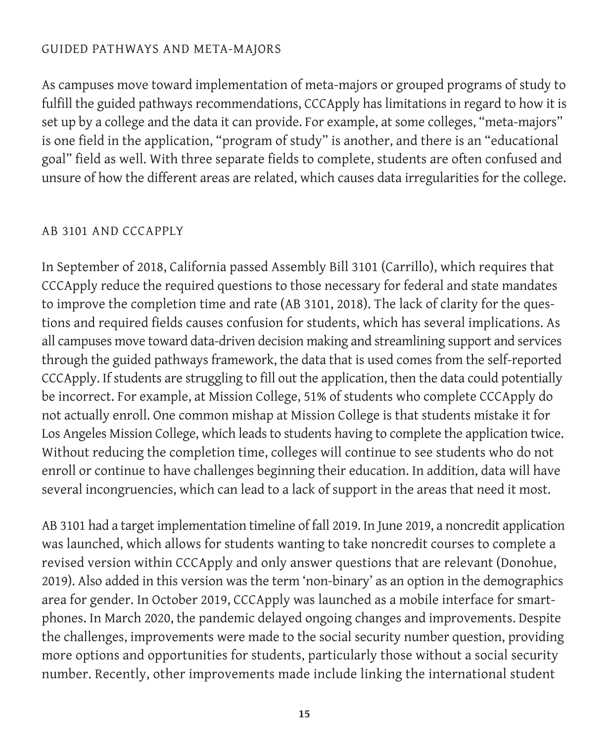## GUIDED PATHWAYS AND META-MAJORS

As campuses move toward implementation of meta-majors or grouped programs of study to fulfill the guided pathways recommendations, CCCApply has limitations in regard to how it is set up by a college and the data it can provide. For example, at some colleges, "meta-majors" is one field in the application, "program of study" is another, and there is an "educational goal" field as well. With three separate fields to complete, students are often confused and unsure of how the different areas are related, which causes data irregularities for the college.

## AB 3101 AND CCCAPPLY

In September of 2018, California passed Assembly Bill 3101 (Carrillo), which requires that CCCApply reduce the required questions to those necessary for federal and state mandates to improve the completion time and rate (AB 3101, 2018). The lack of clarity for the questions and required fields causes confusion for students, which has several implications. As all campuses move toward data-driven decision making and streamlining support and services through the guided pathways framework, the data that is used comes from the self-reported CCCApply. If students are struggling to fill out the application, then the data could potentially be incorrect. For example, at Mission College, 51% of students who complete CCCApply do not actually enroll. One common mishap at Mission College is that students mistake it for Los Angeles Mission College, which leads to students having to complete the application twice. Without reducing the completion time, colleges will continue to see students who do not enroll or continue to have challenges beginning their education. In addition, data will have several incongruencies, which can lead to a lack of support in the areas that need it most.

AB 3101 had a target implementation timeline of fall 2019. In June 2019, a noncredit application was launched, which allows for students wanting to take noncredit courses to complete a revised version within CCCApply and only answer questions that are relevant (Donohue, 2019). Also added in this version was the term 'non-binary' as an option in the demographics area for gender. In October 2019, CCCApply was launched as a mobile interface for smartphones. In March 2020, the pandemic delayed ongoing changes and improvements. Despite the challenges, improvements were made to the social security number question, providing more options and opportunities for students, particularly those without a social security number. Recently, other improvements made include linking the international student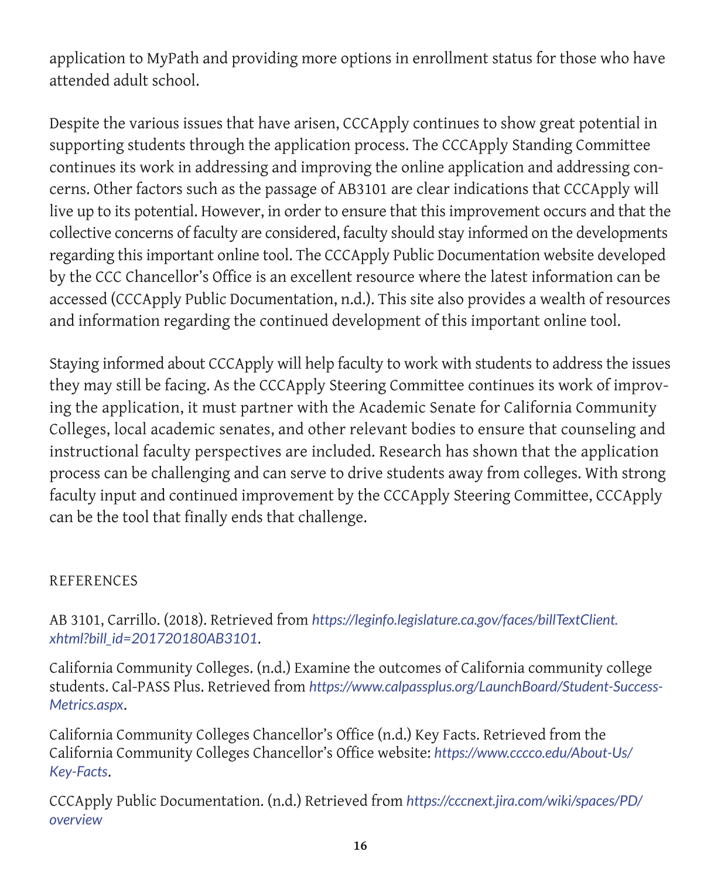application to MyPath and providing more options in enrollment status for those who have attended adult school.

Despite the various issues that have arisen, CCCApply continues to show great potential in supporting students through the application process. The CCCApply Standing Committee continues its work in addressing and improving the online application and addressing concerns. Other factors such as the passage of AB3101 are clear indications that CCCApply will live up to its potential. However, in order to ensure that this improvement occurs and that the collective concerns of faculty are considered, faculty should stay informed on the developments regarding this important online tool. The CCCApply Public Documentation website developed by the CCC Chancellor's Office is an excellent resource where the latest information can be accessed (CCCApply Public Documentation, n.d.). This site also provides a wealth of resources and information regarding the continued development of this important online tool.

Staying informed about CCCApply will help faculty to work with students to address the issues they may still be facing. As the CCCApply Steering Committee continues its work of improving the application, it must partner with the Academic Senate for California Community Colleges, local academic senates, and other relevant bodies to ensure that counseling and instructional faculty perspectives are included. Research has shown that the application process can be challenging and can serve to drive students away from colleges. With strong faculty input and continued improvement by the CCCApply Steering Committee, CCCApply can be the tool that finally ends that challenge.

## REFERENCES

AB 3101, Carrillo. (2018). Retrieved from *https://leginfo.legislature.ca.gov/faces/billTextClient.xhtml?bill_id=201720180AB3101*.

California Community Colleges. (n.d.) Examine the outcomes of California community college students. Cal-PASS Plus. Retrieved from *https://www.calpassplus.org/LaunchBoard/Student-Success-Metrics.aspx*.

California Community Colleges Chancellor's Office (n.d.) Key Facts. Retrieved from the California Community Colleges Chancellor's Office website: *https://www.cccco.edu/About-Us/Key-Facts*.

CCCApply Public Documentation. (n.d.) Retrieved from *https://cccnext.jira.com/wiki/spaces/PD/overview*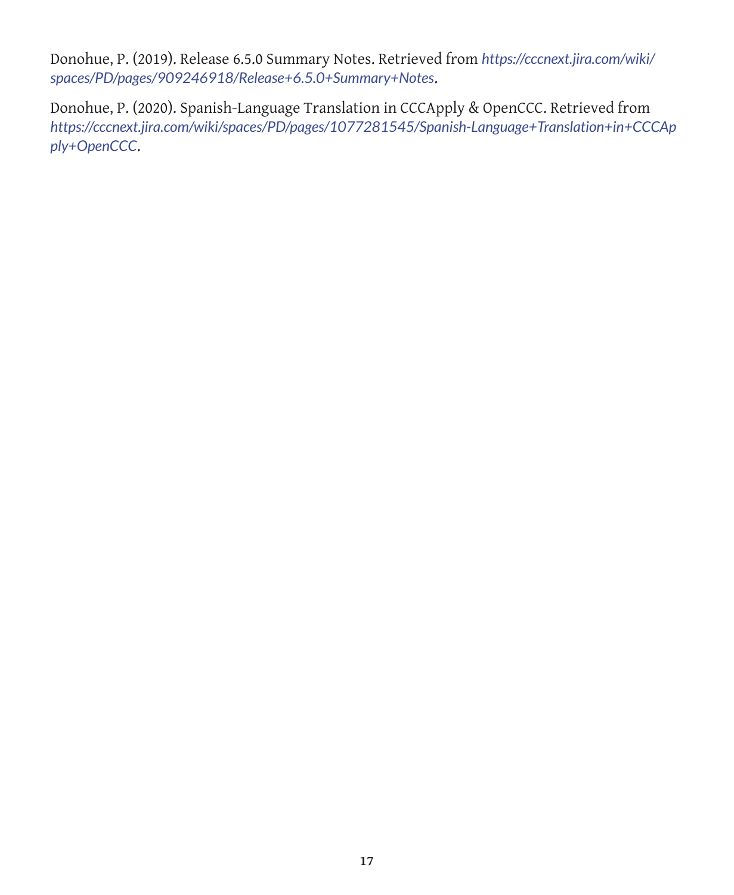Donohue, P. (2019). Release 6.5.0 Summary Notes. Retrieved from *https://cccnext.jira.com/wiki/spaces/PD/pages/909246918/Release+6.5.0+Summary+Notes*.

Donohue, P. (2020). Spanish-Language Translation in CCCApply & OpenCCC. Retrieved from *https://cccnext.jira.com/wiki/spaces/PD/pages/1077281545/Spanish-Language+Translation+in+CCCApply+OpenCCC*.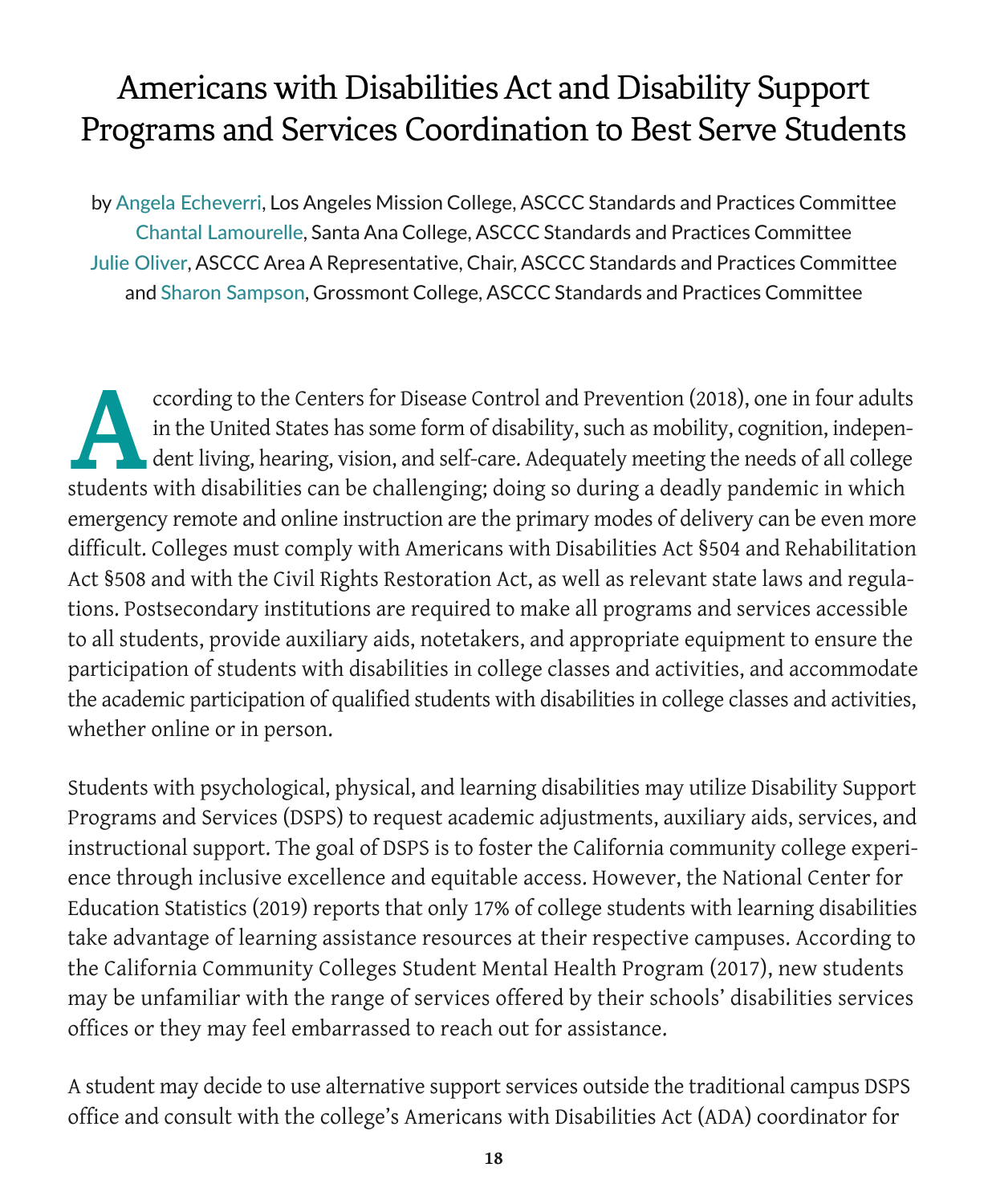# Americans with Disabilities Act and Disability Support Programs and Services Coordination to Best Serve Students

by Angela Echeverri, Los Angeles Mission College, ASCCC Standards and Practices Committee
Chantal Lamourelle, Santa Ana College, ASCCC Standards and Practices Committee
Julie Oliver, ASCCC Area A Representative, Chair, ASCCC Standards and Practices Committee
and Sharon Sampson, Grossmont College, ASCCC Standards and Practices Committee

According to the Centers for Disease Control and Prevention (2018), one in four adults in the United States has some form of disability, such as mobility, cognition, independent living, hearing, vision, and self-care. Adequately meeting the needs of all college students with disabilities can be challenging; doing so during a deadly pandemic in which emergency remote and online instruction are the primary modes of delivery can be even more difficult. Colleges must comply with Americans with Disabilities Act §504 and Rehabilitation Act §508 and with the Civil Rights Restoration Act, as well as relevant state laws and regulations. Postsecondary institutions are required to make all programs and services accessible to all students, provide auxiliary aids, notetakers, and appropriate equipment to ensure the participation of students with disabilities in college classes and activities, and accommodate the academic participation of qualified students with disabilities in college classes and activities, whether online or in person.

Students with psychological, physical, and learning disabilities may utilize Disability Support Programs and Services (DSPS) to request academic adjustments, auxiliary aids, services, and instructional support. The goal of DSPS is to foster the California community college experience through inclusive excellence and equitable access. However, the National Center for Education Statistics (2019) reports that only 17% of college students with learning disabilities take advantage of learning assistance resources at their respective campuses. According to the California Community Colleges Student Mental Health Program (2017), new students may be unfamiliar with the range of services offered by their schools' disabilities services offices or they may feel embarrassed to reach out for assistance.

A student may decide to use alternative support services outside the traditional campus DSPS office and consult with the college's Americans with Disabilities Act (ADA) coordinator for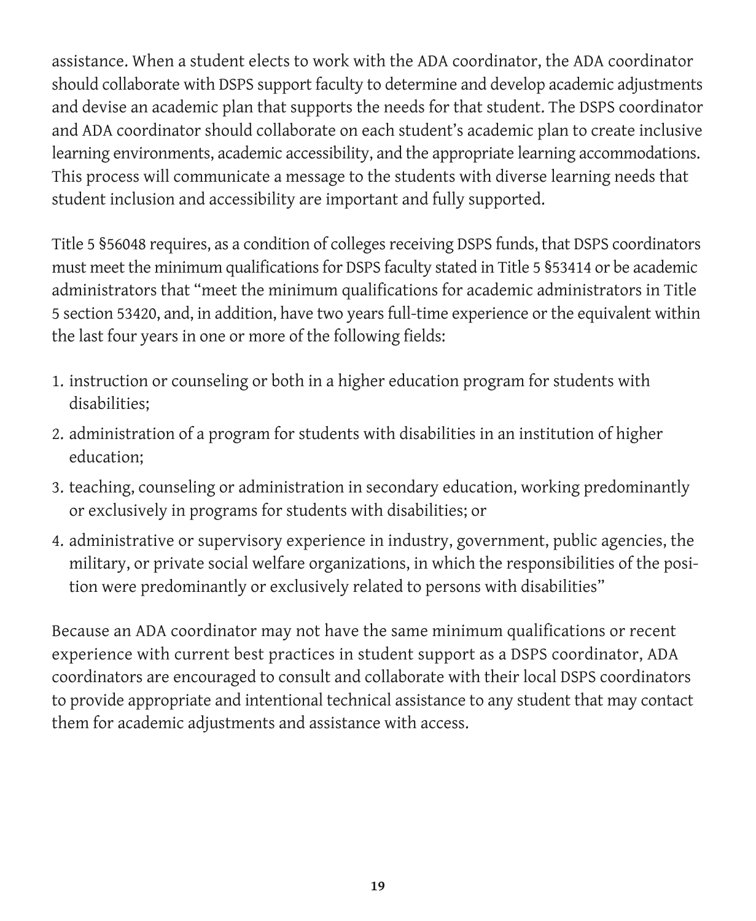assistance. When a student elects to work with the ADA coordinator, the ADA coordinator should collaborate with DSPS support faculty to determine and develop academic adjustments and devise an academic plan that supports the needs for that student. The DSPS coordinator and ADA coordinator should collaborate on each student's academic plan to create inclusive learning environments, academic accessibility, and the appropriate learning accommodations. This process will communicate a message to the students with diverse learning needs that student inclusion and accessibility are important and fully supported.

Title 5 §56048 requires, as a condition of colleges receiving DSPS funds, that DSPS coordinators must meet the minimum qualifications for DSPS faculty stated in Title 5 §53414 or be academic administrators that "meet the minimum qualifications for academic administrators in Title 5 section 53420, and, in addition, have two years full-time experience or the equivalent within the last four years in one or more of the following fields:

1. instruction or counseling or both in a higher education program for students with disabilities;
2. administration of a program for students with disabilities in an institution of higher education;
3. teaching, counseling or administration in secondary education, working predominantly or exclusively in programs for students with disabilities; or
4. administrative or supervisory experience in industry, government, public agencies, the military, or private social welfare organizations, in which the responsibilities of the position were predominantly or exclusively related to persons with disabilities"

Because an ADA coordinator may not have the same minimum qualifications or recent experience with current best practices in student support as a DSPS coordinator, ADA coordinators are encouraged to consult and collaborate with their local DSPS coordinators to provide appropriate and intentional technical assistance to any student that may contact them for academic adjustments and assistance with access.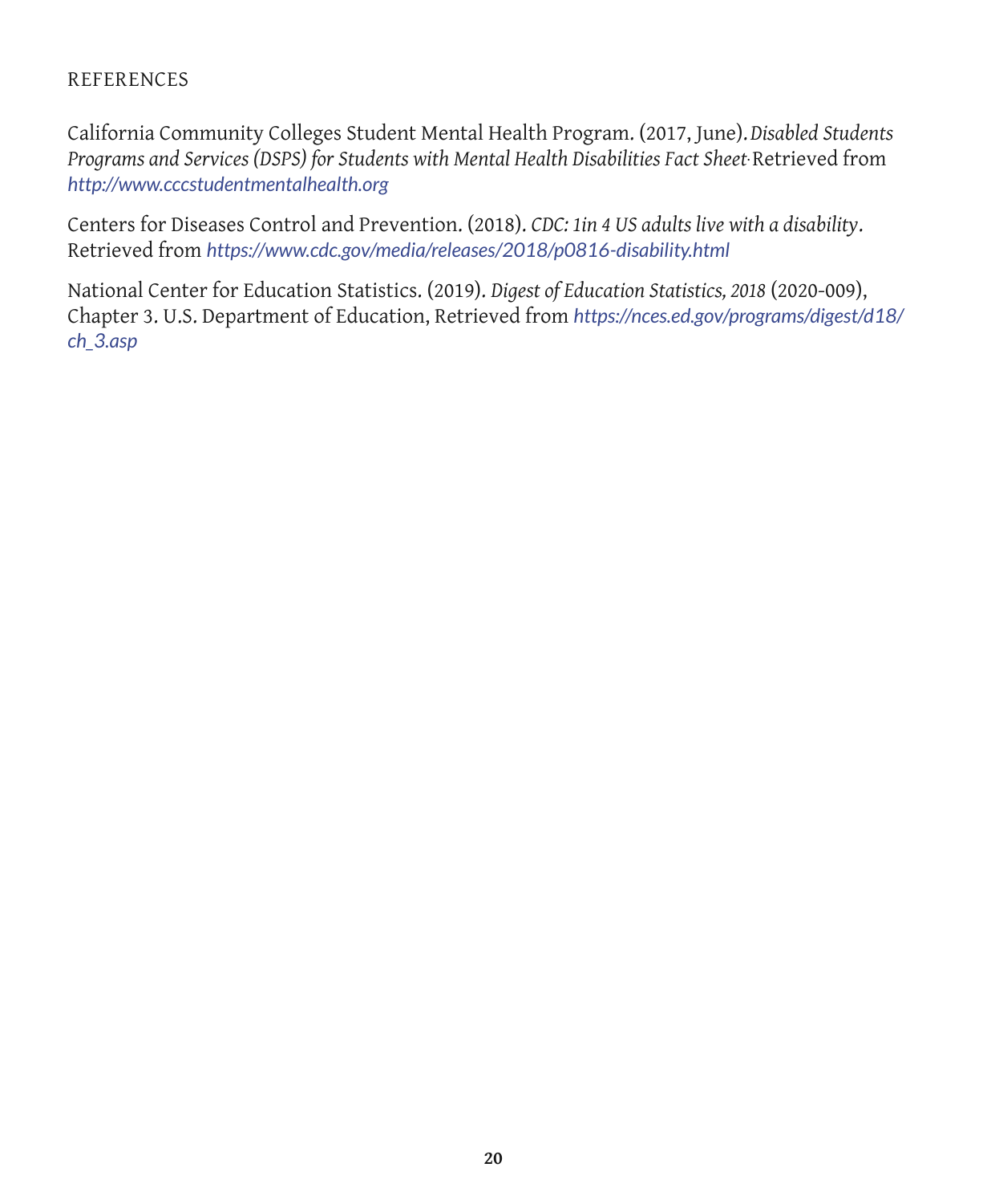## REFERENCES

California Community Colleges Student Mental Health Program. (2017, June). *Disabled Students Programs and Services (DSPS) for Students with Mental Health Disabilities Fact Sheet*. Retrieved from *http://www.cccstudentmentalhealth.org*

Centers for Diseases Control and Prevention. (2018). *CDC: 1in 4 US adults live with a disability*. Retrieved from *https://www.cdc.gov/media/releases/2018/p0816-disability.html*

National Center for Education Statistics. (2019). *Digest of Education Statistics, 2018* (2020-009), Chapter 3. U.S. Department of Education, Retrieved from *https://nces.ed.gov/programs/digest/d18/ch_3.asp*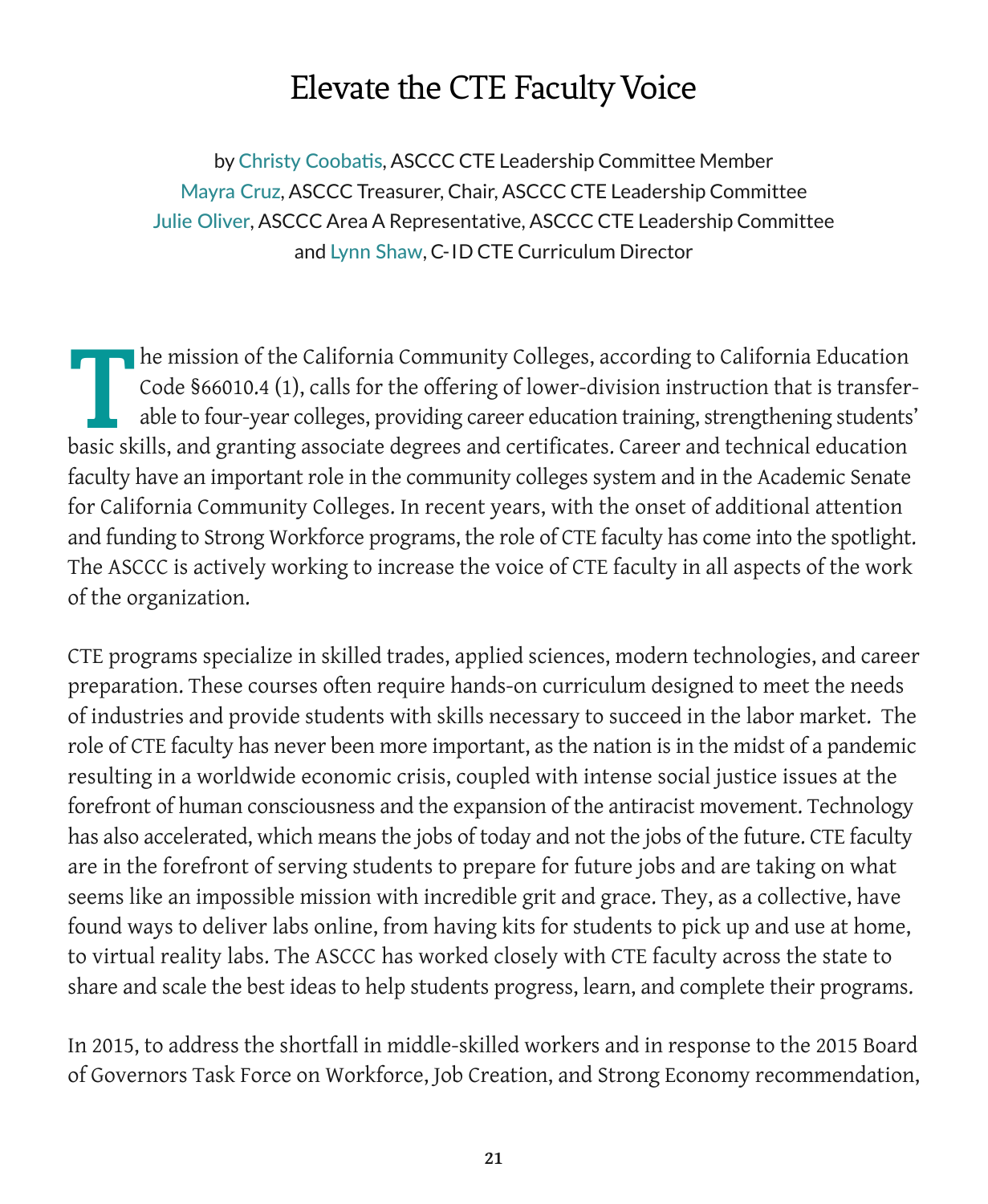# Elevate the CTE Faculty Voice

by Christy Coobatis, ASCCC CTE Leadership Committee Member
Mayra Cruz, ASCCC Treasurer, Chair, ASCCC CTE Leadership Committee
Julie Oliver, ASCCC Area A Representative, ASCCC CTE Leadership Committee
and Lynn Shaw, C-ID CTE Curriculum Director

The mission of the California Community Colleges, according to California Education Code §66010.4 (1), calls for the offering of lower-division instruction that is transferable to four-year colleges, providing career education training, strengthening students' basic skills, and granting associate degrees and certificates. Career and technical education faculty have an important role in the community colleges system and in the Academic Senate for California Community Colleges. In recent years, with the onset of additional attention and funding to Strong Workforce programs, the role of CTE faculty has come into the spotlight. The ASCCC is actively working to increase the voice of CTE faculty in all aspects of the work of the organization.

CTE programs specialize in skilled trades, applied sciences, modern technologies, and career preparation. These courses often require hands-on curriculum designed to meet the needs of industries and provide students with skills necessary to succeed in the labor market. The role of CTE faculty has never been more important, as the nation is in the midst of a pandemic resulting in a worldwide economic crisis, coupled with intense social justice issues at the forefront of human consciousness and the expansion of the antiracist movement. Technology has also accelerated, which means the jobs of today and not the jobs of the future. CTE faculty are in the forefront of serving students to prepare for future jobs and are taking on what seems like an impossible mission with incredible grit and grace. They, as a collective, have found ways to deliver labs online, from having kits for students to pick up and use at home, to virtual reality labs. The ASCCC has worked closely with CTE faculty across the state to share and scale the best ideas to help students progress, learn, and complete their programs.

In 2015, to address the shortfall in middle-skilled workers and in response to the 2015 Board of Governors Task Force on Workforce, Job Creation, and Strong Economy recommendation,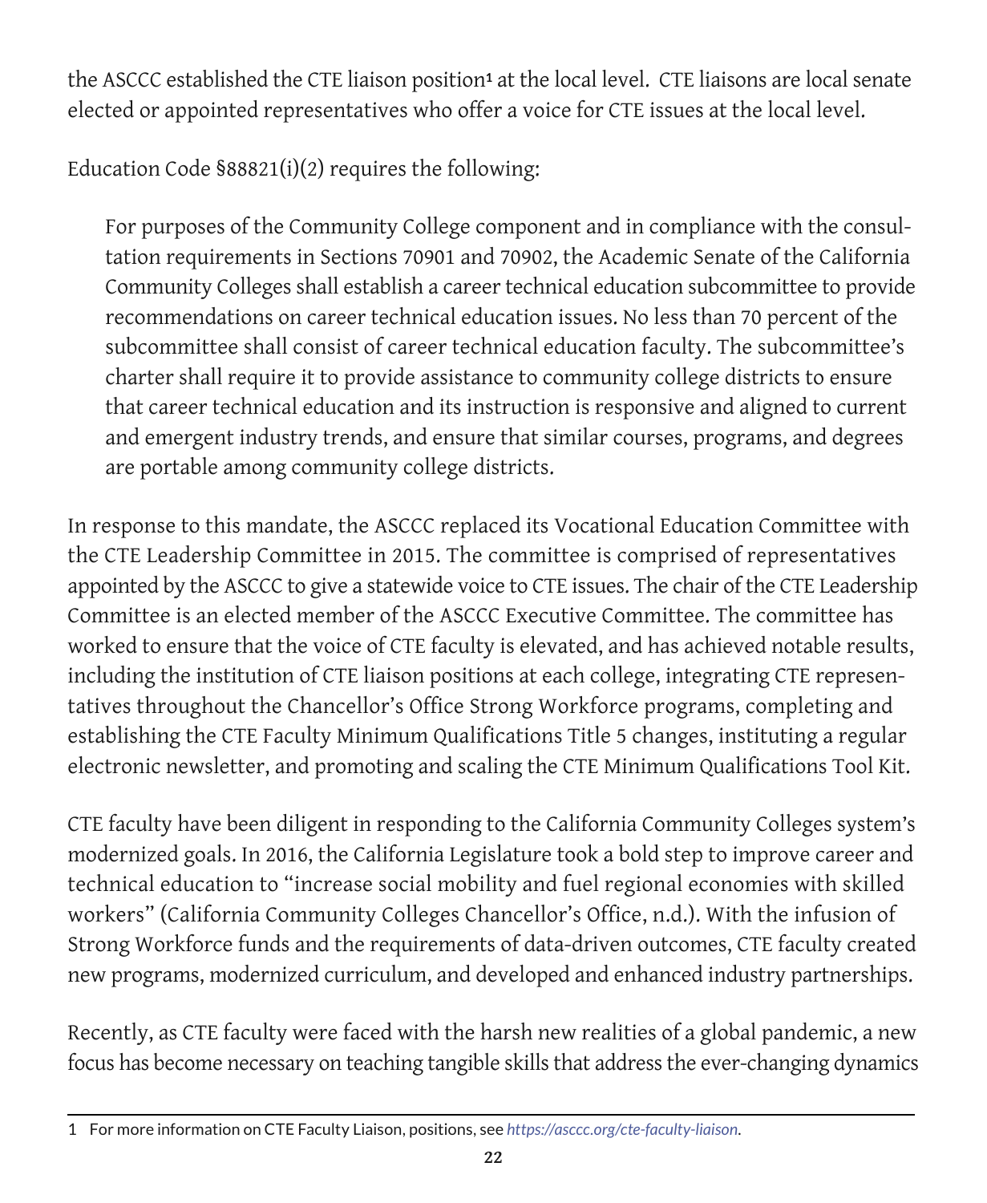the ASCCC established the CTE liaison position[1] at the local level. CTE liaisons are local senate elected or appointed representatives who offer a voice for CTE issues at the local level.

Education Code §88821(i)(2) requires the following:

> For purposes of the Community College component and in compliance with the consultation requirements in Sections 70901 and 70902, the Academic Senate of the California Community Colleges shall establish a career technical education subcommittee to provide recommendations on career technical education issues. No less than 70 percent of the subcommittee shall consist of career technical education faculty. The subcommittee's charter shall require it to provide assistance to community college districts to ensure that career technical education and its instruction is responsive and aligned to current and emergent industry trends, and ensure that similar courses, programs, and degrees are portable among community college districts.

In response to this mandate, the ASCCC replaced its Vocational Education Committee with the CTE Leadership Committee in 2015. The committee is comprised of representatives appointed by the ASCCC to give a statewide voice to CTE issues. The chair of the CTE Leadership Committee is an elected member of the ASCCC Executive Committee. The committee has worked to ensure that the voice of CTE faculty is elevated, and has achieved notable results, including the institution of CTE liaison positions at each college, integrating CTE representatives throughout the Chancellor's Office Strong Workforce programs, completing and establishing the CTE Faculty Minimum Qualifications Title 5 changes, instituting a regular electronic newsletter, and promoting and scaling the CTE Minimum Qualifications Tool Kit.

CTE faculty have been diligent in responding to the California Community Colleges system's modernized goals. In 2016, the California Legislature took a bold step to improve career and technical education to "increase social mobility and fuel regional economies with skilled workers" (California Community Colleges Chancellor's Office, n.d.). With the infusion of Strong Workforce funds and the requirements of data-driven outcomes, CTE faculty created new programs, modernized curriculum, and developed and enhanced industry partnerships.

Recently, as CTE faculty were faced with the harsh new realities of a global pandemic, a new focus has become necessary on teaching tangible skills that address the ever-changing dynamics

---

1 For more information on CTE Faculty Liaison, positions, see *https://asccc.org/cte-faculty-liaison*.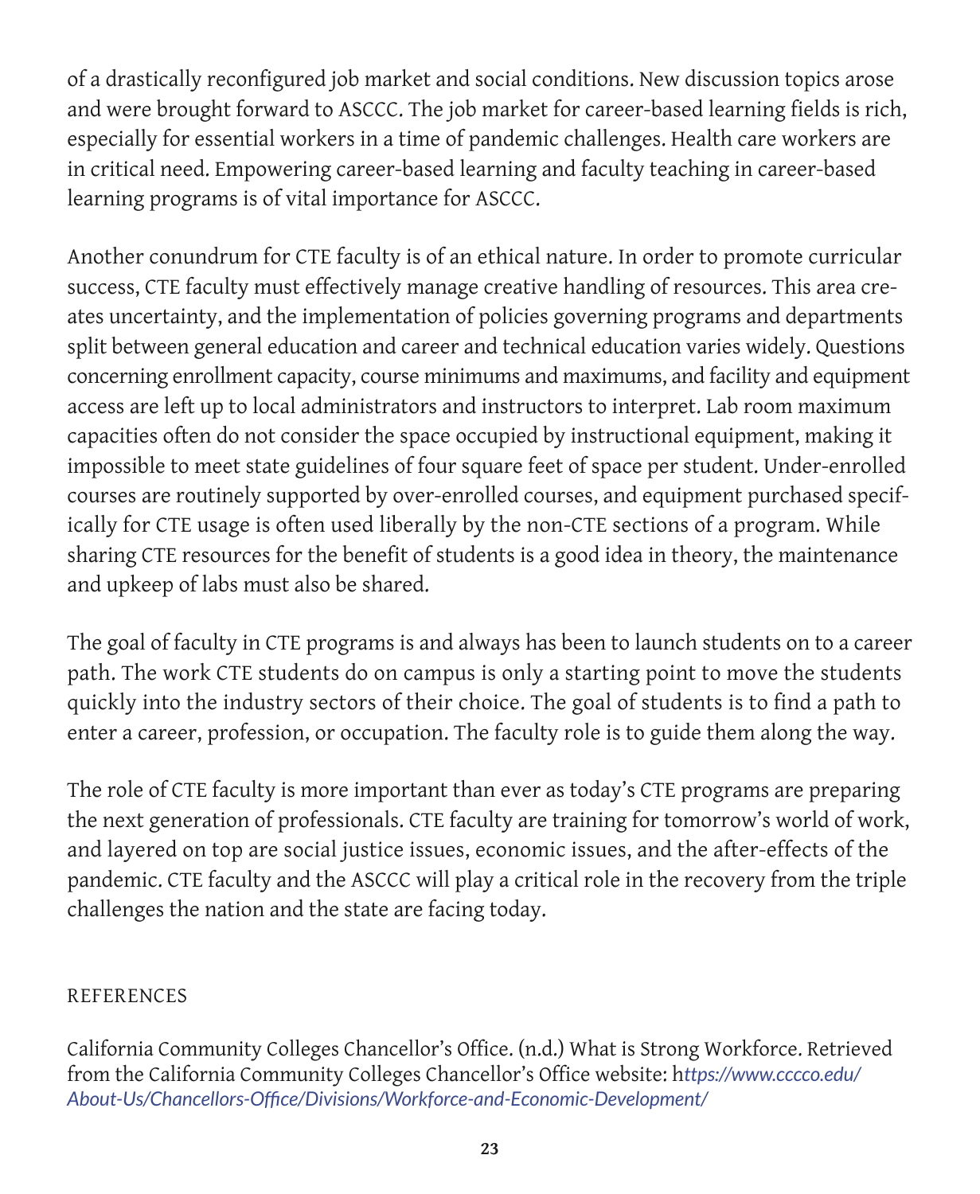of a drastically reconfigured job market and social conditions. New discussion topics arose and were brought forward to ASCCC. The job market for career-based learning fields is rich, especially for essential workers in a time of pandemic challenges. Health care workers are in critical need. Empowering career-based learning and faculty teaching in career-based learning programs is of vital importance for ASCCC.

Another conundrum for CTE faculty is of an ethical nature. In order to promote curricular success, CTE faculty must effectively manage creative handling of resources. This area creates uncertainty, and the implementation of policies governing programs and departments split between general education and career and technical education varies widely. Questions concerning enrollment capacity, course minimums and maximums, and facility and equipment access are left up to local administrators and instructors to interpret. Lab room maximum capacities often do not consider the space occupied by instructional equipment, making it impossible to meet state guidelines of four square feet of space per student. Under-enrolled courses are routinely supported by over-enrolled courses, and equipment purchased specifically for CTE usage is often used liberally by the non-CTE sections of a program. While sharing CTE resources for the benefit of students is a good idea in theory, the maintenance and upkeep of labs must also be shared.

The goal of faculty in CTE programs is and always has been to launch students on to a career path. The work CTE students do on campus is only a starting point to move the students quickly into the industry sectors of their choice. The goal of students is to find a path to enter a career, profession, or occupation. The faculty role is to guide them along the way.

The role of CTE faculty is more important than ever as today's CTE programs are preparing the next generation of professionals. CTE faculty are training for tomorrow's world of work, and layered on top are social justice issues, economic issues, and the after-effects of the pandemic. CTE faculty and the ASCCC will play a critical role in the recovery from the triple challenges the nation and the state are facing today.

## REFERENCES

California Community Colleges Chancellor's Office. (n.d.) What is Strong Workforce. Retrieved from the California Community Colleges Chancellor's Office website: h*ttps://www.cccco.edu/About-Us/Chancellors-Office/Divisions/Workforce-and-Economic-Development/*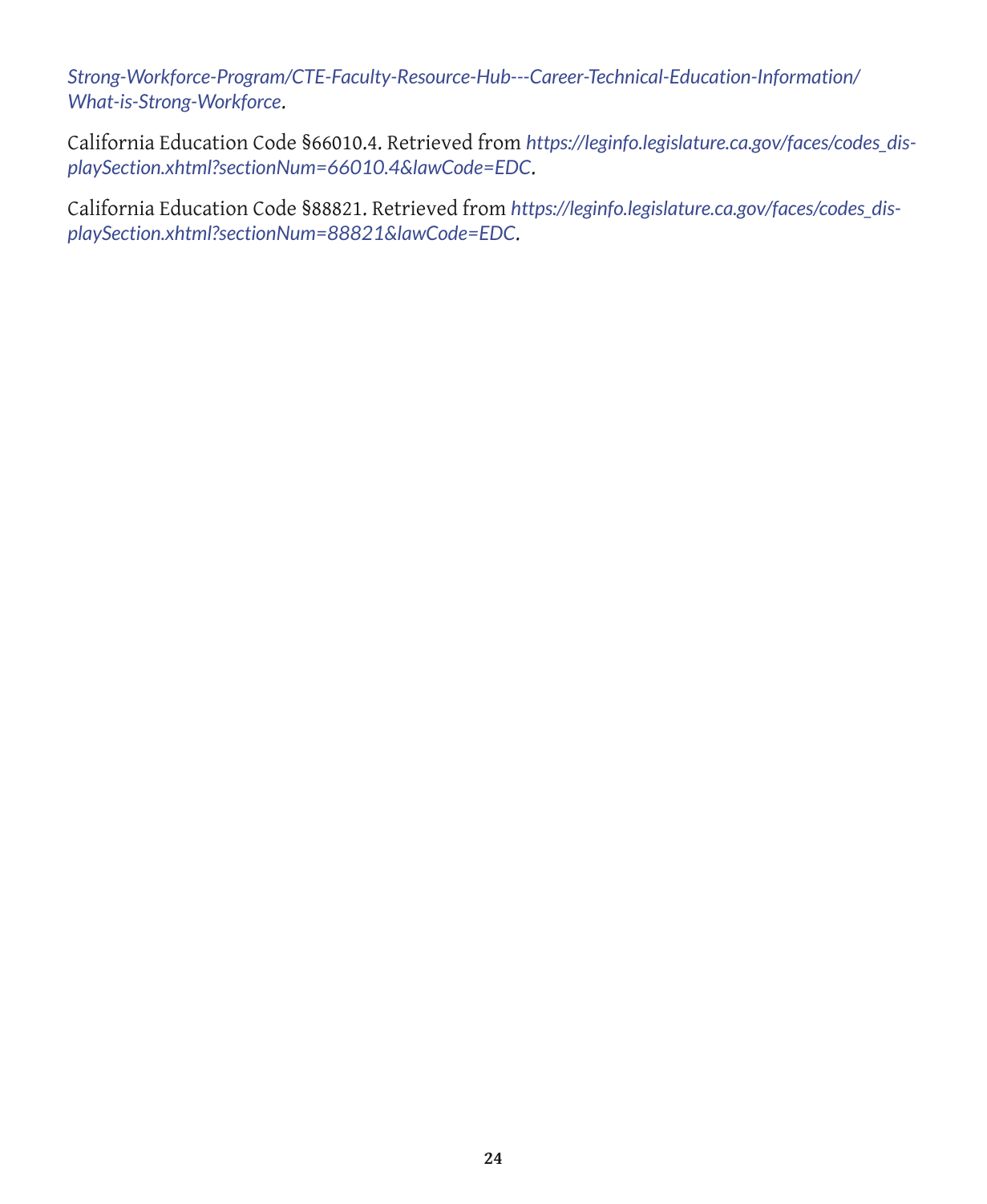*Strong-Workforce-Program/CTE-Faculty-Resource-Hub---Career-Technical-Education-Information/What-is-Strong-Workforce*.

California Education Code §66010.4. Retrieved from *https://leginfo.legislature.ca.gov/faces/codes_displaySection.xhtml?sectionNum=66010.4&lawCode=EDC*.

California Education Code §88821. Retrieved from *https://leginfo.legislature.ca.gov/faces/codes_displaySection.xhtml?sectionNum=88821&lawCode=EDC*.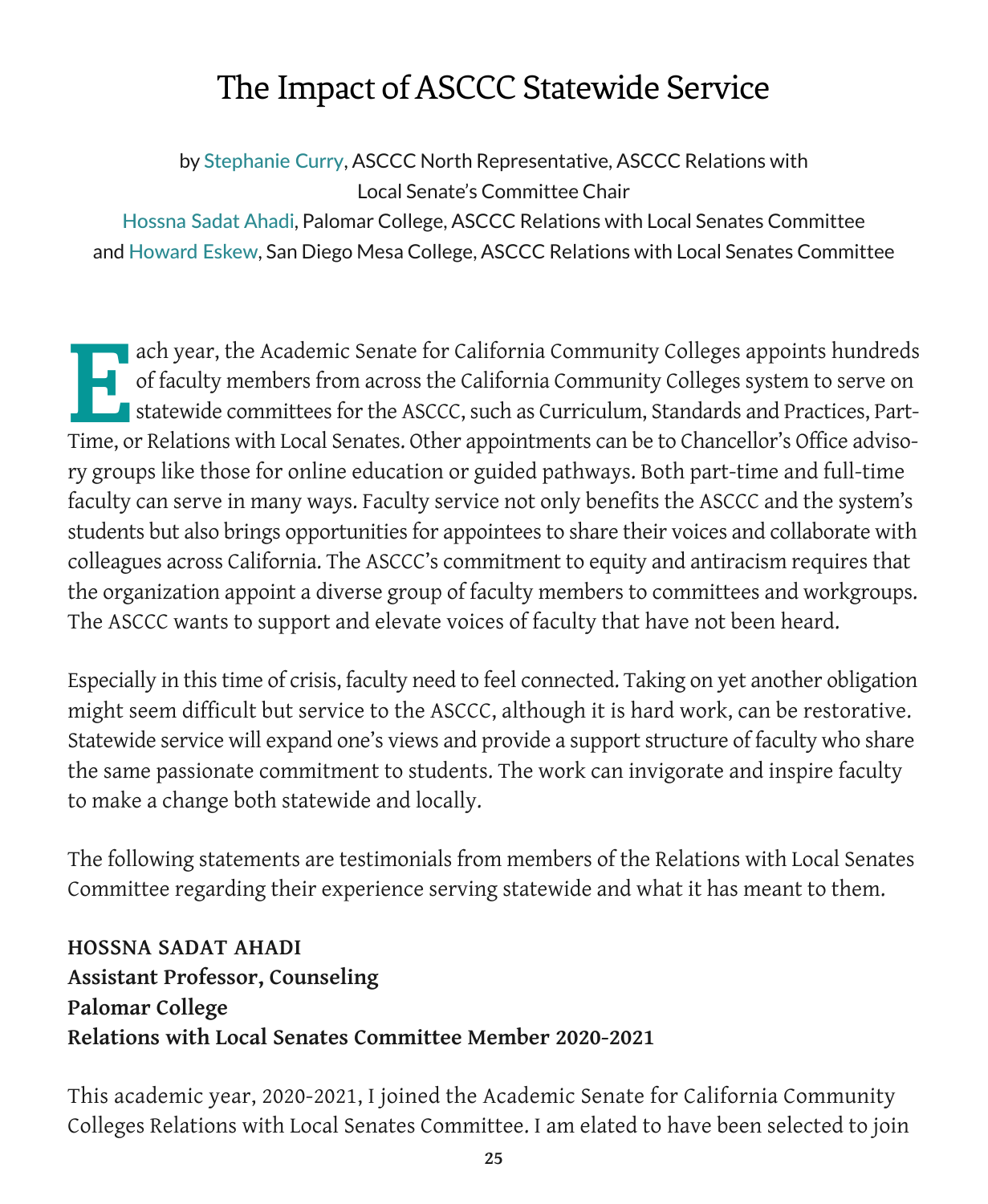# The Impact of ASCCC Statewide Service

by Stephanie Curry, ASCCC North Representative, ASCCC Relations with Local Senate's Committee Chair
Hossna Sadat Ahadi, Palomar College, ASCCC Relations with Local Senates Committee
and Howard Eskew, San Diego Mesa College, ASCCC Relations with Local Senates Committee

Each year, the Academic Senate for California Community Colleges appoints hundreds of faculty members from across the California Community Colleges system to serve on statewide committees for the ASCCC, such as Curriculum, Standards and Practices, Part-Time, or Relations with Local Senates. Other appointments can be to Chancellor's Office advisory groups like those for online education or guided pathways. Both part-time and full-time faculty can serve in many ways. Faculty service not only benefits the ASCCC and the system's students but also brings opportunities for appointees to share their voices and collaborate with colleagues across California. The ASCCC's commitment to equity and antiracism requires that the organization appoint a diverse group of faculty members to committees and workgroups. The ASCCC wants to support and elevate voices of faculty that have not been heard.

Especially in this time of crisis, faculty need to feel connected. Taking on yet another obligation might seem difficult but service to the ASCCC, although it is hard work, can be restorative. Statewide service will expand one's views and provide a support structure of faculty who share the same passionate commitment to students. The work can invigorate and inspire faculty to make a change both statewide and locally.

The following statements are testimonials from members of the Relations with Local Senates Committee regarding their experience serving statewide and what it has meant to them.

**HOSSNA SADAT AHADI**
**Assistant Professor, Counseling**
**Palomar College**
**Relations with Local Senates Committee Member 2020-2021**

This academic year, 2020-2021, I joined the Academic Senate for California Community Colleges Relations with Local Senates Committee. I am elated to have been selected to join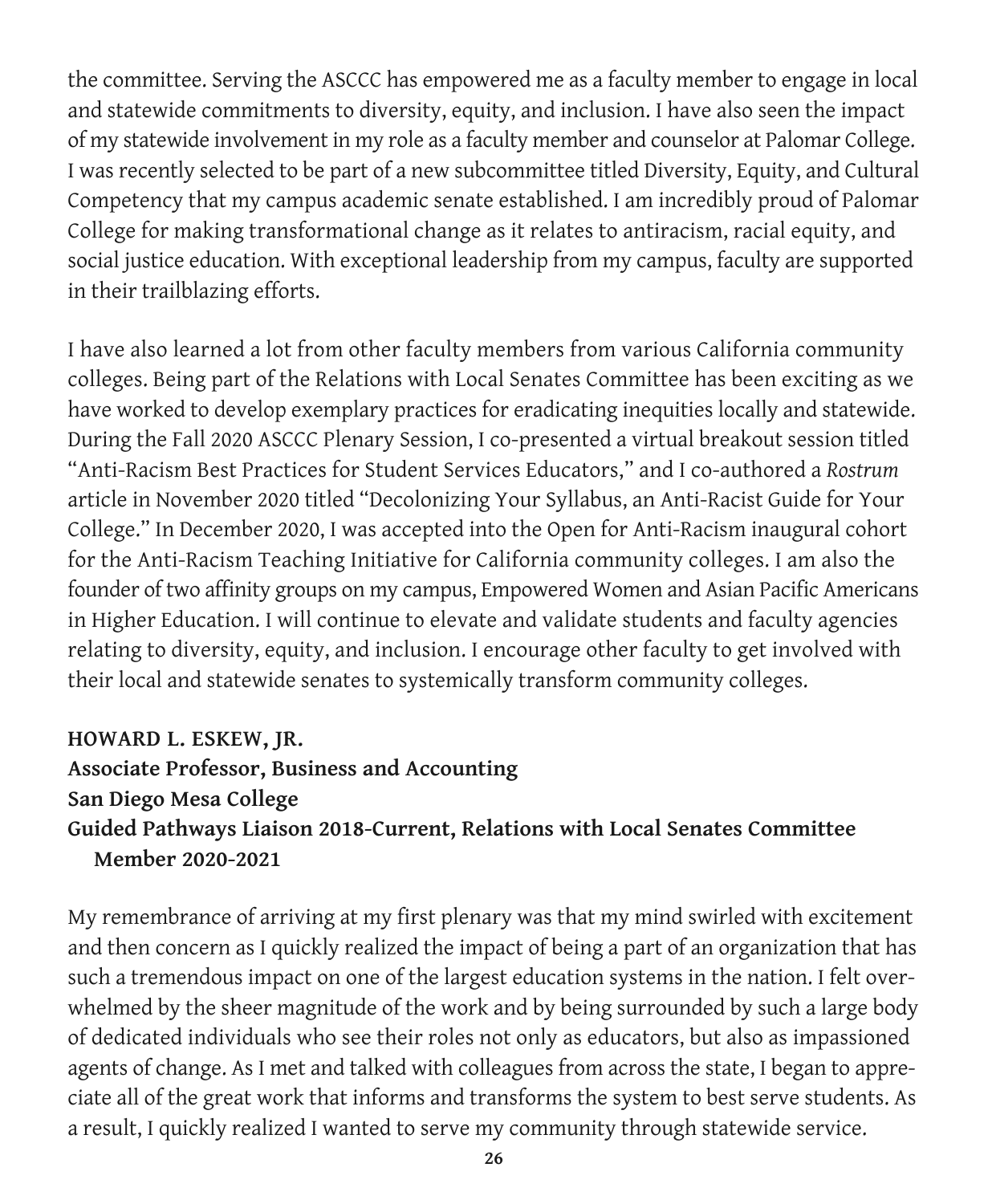the committee. Serving the ASCCC has empowered me as a faculty member to engage in local and statewide commitments to diversity, equity, and inclusion. I have also seen the impact of my statewide involvement in my role as a faculty member and counselor at Palomar College. I was recently selected to be part of a new subcommittee titled Diversity, Equity, and Cultural Competency that my campus academic senate established. I am incredibly proud of Palomar College for making transformational change as it relates to antiracism, racial equity, and social justice education. With exceptional leadership from my campus, faculty are supported in their trailblazing efforts.

I have also learned a lot from other faculty members from various California community colleges. Being part of the Relations with Local Senates Committee has been exciting as we have worked to develop exemplary practices for eradicating inequities locally and statewide. During the Fall 2020 ASCCC Plenary Session, I co-presented a virtual breakout session titled "Anti-Racism Best Practices for Student Services Educators," and I co-authored a *Rostrum* article in November 2020 titled "Decolonizing Your Syllabus, an Anti-Racist Guide for Your College." In December 2020, I was accepted into the Open for Anti-Racism inaugural cohort for the Anti-Racism Teaching Initiative for California community colleges. I am also the founder of two affinity groups on my campus, Empowered Women and Asian Pacific Americans in Higher Education. I will continue to elevate and validate students and faculty agencies relating to diversity, equity, and inclusion. I encourage other faculty to get involved with their local and statewide senates to systemically transform community colleges.

**HOWARD L. ESKEW, JR.**
**Associate Professor, Business and Accounting**
**San Diego Mesa College**
**Guided Pathways Liaison 2018-Current, Relations with Local Senates Committee Member 2020-2021**

My remembrance of arriving at my first plenary was that my mind swirled with excitement and then concern as I quickly realized the impact of being a part of an organization that has such a tremendous impact on one of the largest education systems in the nation. I felt overwhelmed by the sheer magnitude of the work and by being surrounded by such a large body of dedicated individuals who see their roles not only as educators, but also as impassioned agents of change. As I met and talked with colleagues from across the state, I began to appreciate all of the great work that informs and transforms the system to best serve students. As a result, I quickly realized I wanted to serve my community through statewide service.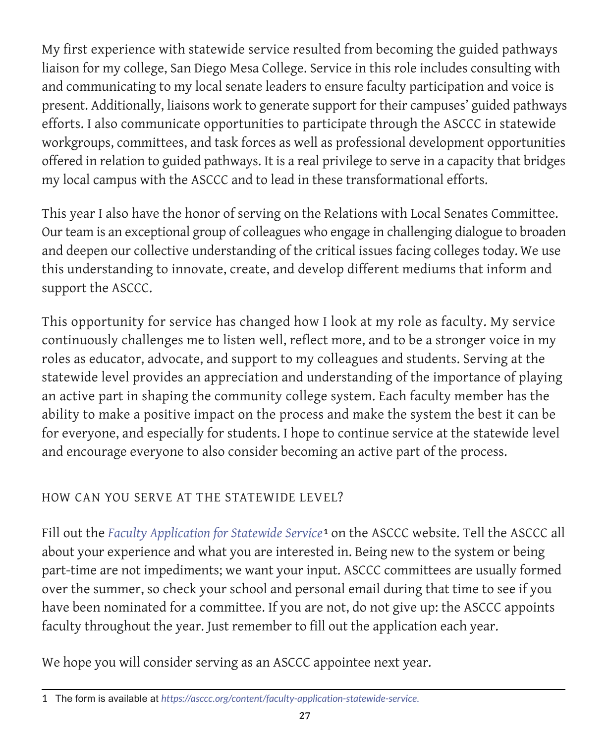My first experience with statewide service resulted from becoming the guided pathways liaison for my college, San Diego Mesa College. Service in this role includes consulting with and communicating to my local senate leaders to ensure faculty participation and voice is present. Additionally, liaisons work to generate support for their campuses' guided pathways efforts. I also communicate opportunities to participate through the ASCCC in statewide workgroups, committees, and task forces as well as professional development opportunities offered in relation to guided pathways. It is a real privilege to serve in a capacity that bridges my local campus with the ASCCC and to lead in these transformational efforts.

This year I also have the honor of serving on the Relations with Local Senates Committee. Our team is an exceptional group of colleagues who engage in challenging dialogue to broaden and deepen our collective understanding of the critical issues facing colleges today. We use this understanding to innovate, create, and develop different mediums that inform and support the ASCCC.

This opportunity for service has changed how I look at my role as faculty. My service continuously challenges me to listen well, reflect more, and to be a stronger voice in my roles as educator, advocate, and support to my colleagues and students. Serving at the statewide level provides an appreciation and understanding of the importance of playing an active part in shaping the community college system. Each faculty member has the ability to make a positive impact on the process and make the system the best it can be for everyone, and especially for students. I hope to continue service at the statewide level and encourage everyone to also consider becoming an active part of the process.

## HOW CAN YOU SERVE AT THE STATEWIDE LEVEL?

Fill out the *Faculty Application for Statewide Service*[1] on the ASCCC website. Tell the ASCCC all about your experience and what you are interested in. Being new to the system or being part-time are not impediments; we want your input. ASCCC committees are usually formed over the summer, so check your school and personal email during that time to see if you have been nominated for a committee. If you are not, do not give up: the ASCCC appoints faculty throughout the year. Just remember to fill out the application each year.

We hope you will consider serving as an ASCCC appointee next year.

---

1 The form is available at *https://asccc.org/content/faculty-application-statewide-service.*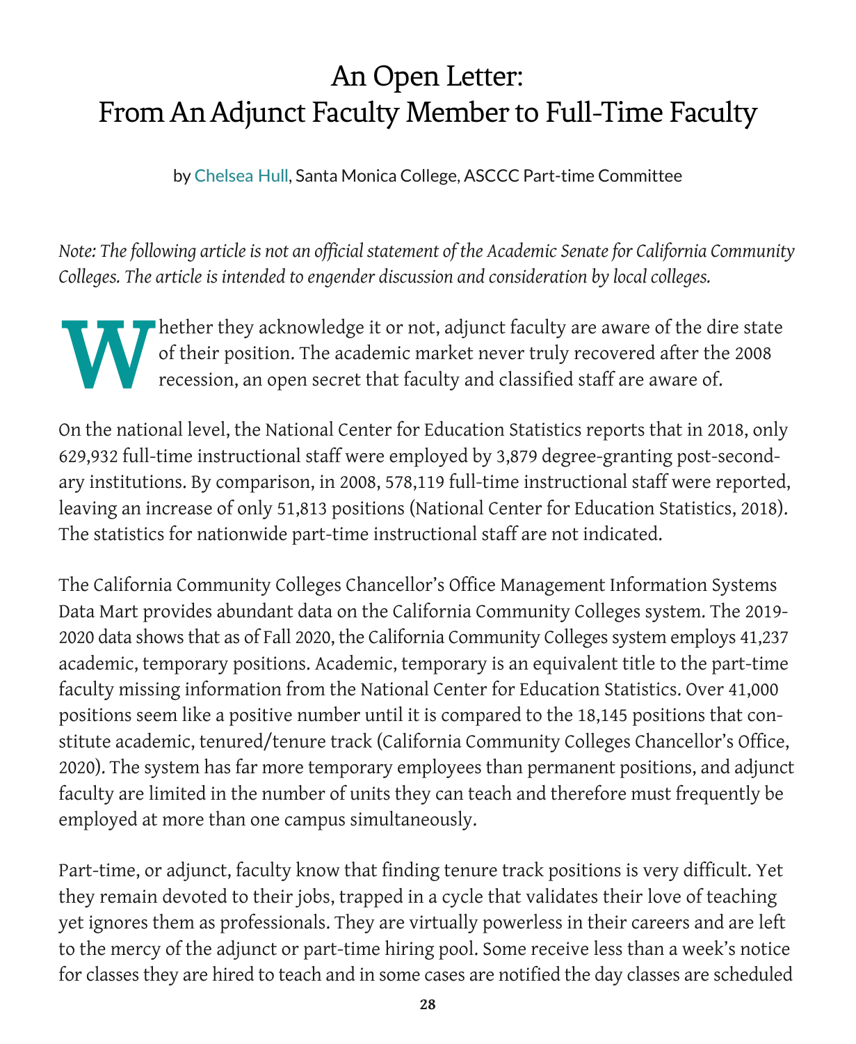# An Open Letter: From An Adjunct Faculty Member to Full-Time Faculty

by Chelsea Hull, Santa Monica College, ASCCC Part-time Committee

*Note: The following article is not an official statement of the Academic Senate for California Community Colleges. The article is intended to engender discussion and consideration by local colleges.*

Whether they acknowledge it or not, adjunct faculty are aware of the dire state of their position. The academic market never truly recovered after the 2008 recession, an open secret that faculty and classified staff are aware of.

On the national level, the National Center for Education Statistics reports that in 2018, only 629,932 full-time instructional staff were employed by 3,879 degree-granting post-secondary institutions. By comparison, in 2008, 578,119 full-time instructional staff were reported, leaving an increase of only 51,813 positions (National Center for Education Statistics, 2018). The statistics for nationwide part-time instructional staff are not indicated.

The California Community Colleges Chancellor's Office Management Information Systems Data Mart provides abundant data on the California Community Colleges system. The 2019-2020 data shows that as of Fall 2020, the California Community Colleges system employs 41,237 academic, temporary positions. Academic, temporary is an equivalent title to the part-time faculty missing information from the National Center for Education Statistics. Over 41,000 positions seem like a positive number until it is compared to the 18,145 positions that constitute academic, tenured/tenure track (California Community Colleges Chancellor's Office, 2020). The system has far more temporary employees than permanent positions, and adjunct faculty are limited in the number of units they can teach and therefore must frequently be employed at more than one campus simultaneously.

Part-time, or adjunct, faculty know that finding tenure track positions is very difficult. Yet they remain devoted to their jobs, trapped in a cycle that validates their love of teaching yet ignores them as professionals. They are virtually powerless in their careers and are left to the mercy of the adjunct or part-time hiring pool. Some receive less than a week's notice for classes they are hired to teach and in some cases are notified the day classes are scheduled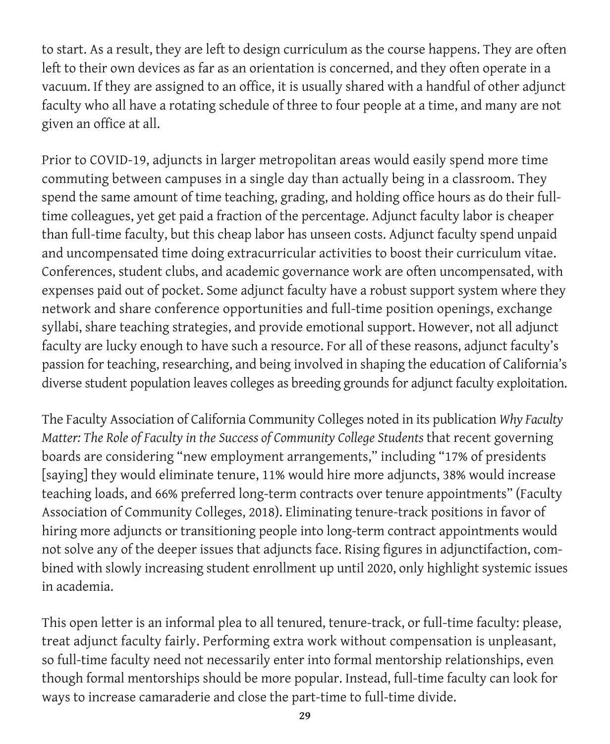to start. As a result, they are left to design curriculum as the course happens. They are often left to their own devices as far as an orientation is concerned, and they often operate in a vacuum. If they are assigned to an office, it is usually shared with a handful of other adjunct faculty who all have a rotating schedule of three to four people at a time, and many are not given an office at all.

Prior to COVID-19, adjuncts in larger metropolitan areas would easily spend more time commuting between campuses in a single day than actually being in a classroom. They spend the same amount of time teaching, grading, and holding office hours as do their full-time colleagues, yet get paid a fraction of the percentage. Adjunct faculty labor is cheaper than full-time faculty, but this cheap labor has unseen costs. Adjunct faculty spend unpaid and uncompensated time doing extracurricular activities to boost their curriculum vitae. Conferences, student clubs, and academic governance work are often uncompensated, with expenses paid out of pocket. Some adjunct faculty have a robust support system where they network and share conference opportunities and full-time position openings, exchange syllabi, share teaching strategies, and provide emotional support. However, not all adjunct faculty are lucky enough to have such a resource. For all of these reasons, adjunct faculty's passion for teaching, researching, and being involved in shaping the education of California's diverse student population leaves colleges as breeding grounds for adjunct faculty exploitation.

The Faculty Association of California Community Colleges noted in its publication *Why Faculty Matter: The Role of Faculty in the Success of Community College Students* that recent governing boards are considering "new employment arrangements," including "17% of presidents [saying] they would eliminate tenure, 11% would hire more adjuncts, 38% would increase teaching loads, and 66% preferred long-term contracts over tenure appointments" (Faculty Association of Community Colleges, 2018). Eliminating tenure-track positions in favor of hiring more adjuncts or transitioning people into long-term contract appointments would not solve any of the deeper issues that adjuncts face. Rising figures in adjunctifaction, combined with slowly increasing student enrollment up until 2020, only highlight systemic issues in academia.

This open letter is an informal plea to all tenured, tenure-track, or full-time faculty: please, treat adjunct faculty fairly. Performing extra work without compensation is unpleasant, so full-time faculty need not necessarily enter into formal mentorship relationships, even though formal mentorships should be more popular. Instead, full-time faculty can look for ways to increase camaraderie and close the part-time to full-time divide.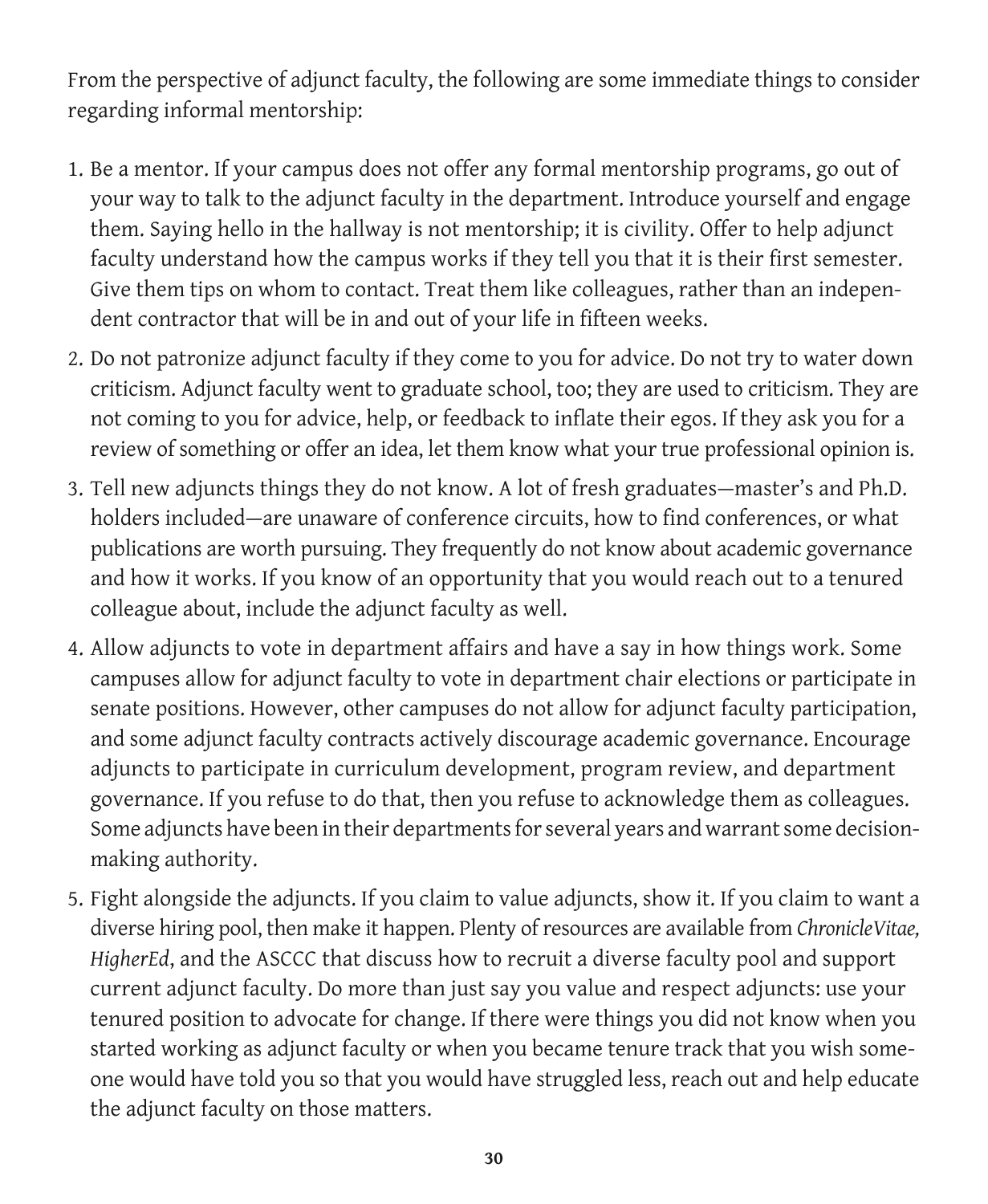From the perspective of adjunct faculty, the following are some immediate things to consider regarding informal mentorship:

1. Be a mentor. If your campus does not offer any formal mentorship programs, go out of your way to talk to the adjunct faculty in the department. Introduce yourself and engage them. Saying hello in the hallway is not mentorship; it is civility. Offer to help adjunct faculty understand how the campus works if they tell you that it is their first semester. Give them tips on whom to contact. Treat them like colleagues, rather than an independent contractor that will be in and out of your life in fifteen weeks.
2. Do not patronize adjunct faculty if they come to you for advice. Do not try to water down criticism. Adjunct faculty went to graduate school, too; they are used to criticism. They are not coming to you for advice, help, or feedback to inflate their egos. If they ask you for a review of something or offer an idea, let them know what your true professional opinion is.
3. Tell new adjuncts things they do not know. A lot of fresh graduates—master's and Ph.D. holders included—are unaware of conference circuits, how to find conferences, or what publications are worth pursuing. They frequently do not know about academic governance and how it works. If you know of an opportunity that you would reach out to a tenured colleague about, include the adjunct faculty as well.
4. Allow adjuncts to vote in department affairs and have a say in how things work. Some campuses allow for adjunct faculty to vote in department chair elections or participate in senate positions. However, other campuses do not allow for adjunct faculty participation, and some adjunct faculty contracts actively discourage academic governance. Encourage adjuncts to participate in curriculum development, program review, and department governance. If you refuse to do that, then you refuse to acknowledge them as colleagues. Some adjuncts have been in their departments for several years and warrant some decision-making authority.
5. Fight alongside the adjuncts. If you claim to value adjuncts, show it. If you claim to want a diverse hiring pool, then make it happen. Plenty of resources are available from *ChronicleVitae, HigherEd*, and the ASCCC that discuss how to recruit a diverse faculty pool and support current adjunct faculty. Do more than just say you value and respect adjuncts: use your tenured position to advocate for change. If there were things you did not know when you started working as adjunct faculty or when you became tenure track that you wish someone would have told you so that you would have struggled less, reach out and help educate the adjunct faculty on those matters.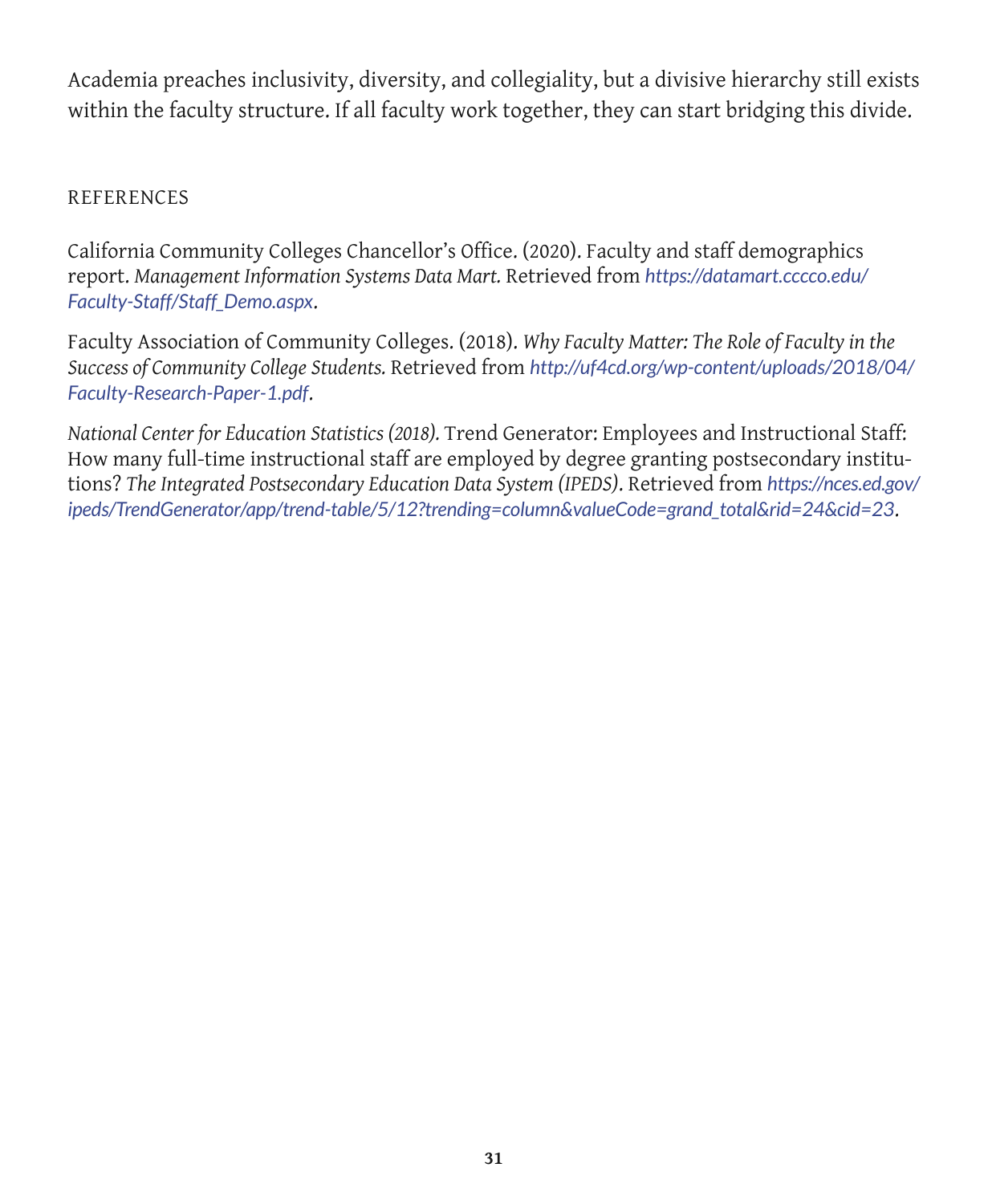Academia preaches inclusivity, diversity, and collegiality, but a divisive hierarchy still exists within the faculty structure. If all faculty work together, they can start bridging this divide.

## REFERENCES

California Community Colleges Chancellor's Office. (2020). Faculty and staff demographics report. *Management Information Systems Data Mart.* Retrieved from *https://datamart.cccco.edu/Faculty-Staff/Staff_Demo.aspx*.

Faculty Association of Community Colleges. (2018). *Why Faculty Matter: The Role of Faculty in the Success of Community College Students.* Retrieved from *http://uf4cd.org/wp-content/uploads/2018/04/Faculty-Research-Paper-1.pdf*.

*National Center for Education Statistics (2018).* Trend Generator: Employees and Instructional Staff: How many full-time instructional staff are employed by degree granting postsecondary institutions? *The Integrated Postsecondary Education Data System (IPEDS)*. Retrieved from *https://nces.ed.gov/ipeds/TrendGenerator/app/trend-table/5/12?trending=column&valueCode=grand_total&rid=24&cid=23*.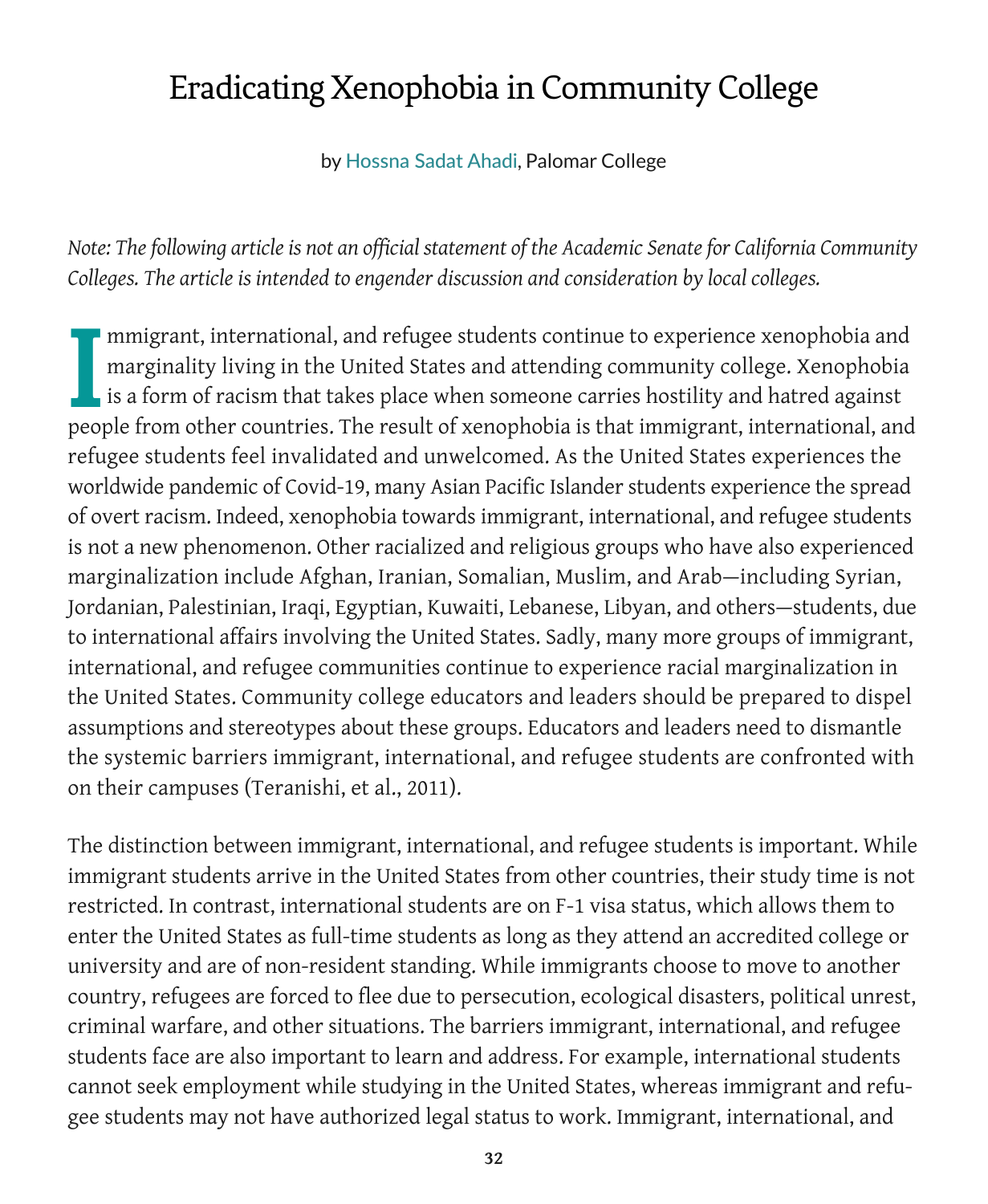# Eradicating Xenophobia in Community College

by Hossna Sadat Ahadi, Palomar College

*Note: The following article is not an official statement of the Academic Senate for California Community Colleges. The article is intended to engender discussion and consideration by local colleges.*

Immigrant, international, and refugee students continue to experience xenophobia and marginality living in the United States and attending community college. Xenophobia is a form of racism that takes place when someone carries hostility and hatred against people from other countries. The result of xenophobia is that immigrant, international, and refugee students feel invalidated and unwelcomed. As the United States experiences the worldwide pandemic of Covid-19, many Asian Pacific Islander students experience the spread of overt racism. Indeed, xenophobia towards immigrant, international, and refugee students is not a new phenomenon. Other racialized and religious groups who have also experienced marginalization include Afghan, Iranian, Somalian, Muslim, and Arab—including Syrian, Jordanian, Palestinian, Iraqi, Egyptian, Kuwaiti, Lebanese, Libyan, and others—students, due to international affairs involving the United States. Sadly, many more groups of immigrant, international, and refugee communities continue to experience racial marginalization in the United States. Community college educators and leaders should be prepared to dispel assumptions and stereotypes about these groups. Educators and leaders need to dismantle the systemic barriers immigrant, international, and refugee students are confronted with on their campuses (Teranishi, et al., 2011).

The distinction between immigrant, international, and refugee students is important. While immigrant students arrive in the United States from other countries, their study time is not restricted. In contrast, international students are on F-1 visa status, which allows them to enter the United States as full-time students as long as they attend an accredited college or university and are of non-resident standing. While immigrants choose to move to another country, refugees are forced to flee due to persecution, ecological disasters, political unrest, criminal warfare, and other situations. The barriers immigrant, international, and refugee students face are also important to learn and address. For example, international students cannot seek employment while studying in the United States, whereas immigrant and refugee students may not have authorized legal status to work. Immigrant, international, and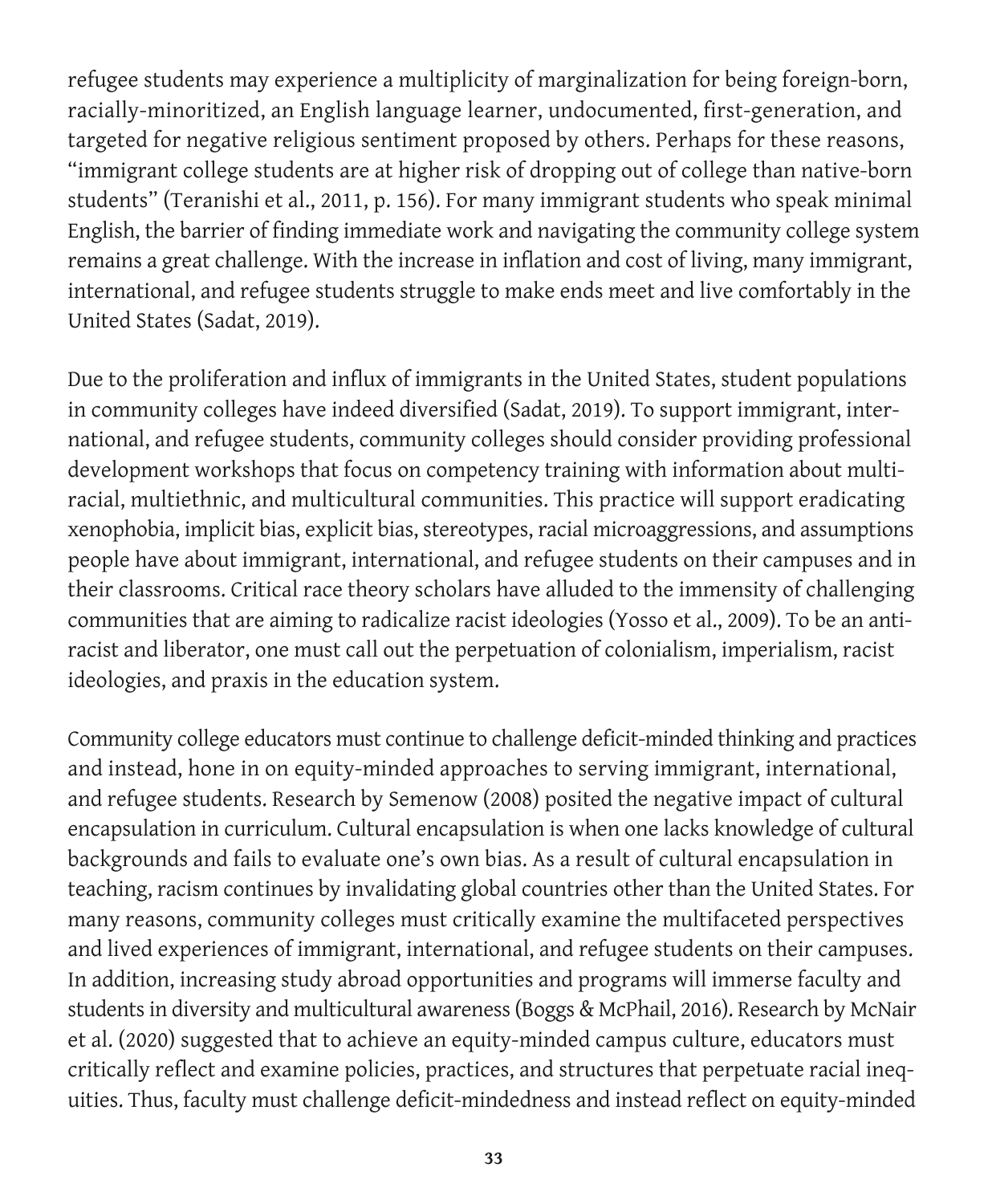refugee students may experience a multiplicity of marginalization for being foreign-born, racially-minoritized, an English language learner, undocumented, first-generation, and targeted for negative religious sentiment proposed by others. Perhaps for these reasons, "immigrant college students are at higher risk of dropping out of college than native-born students" (Teranishi et al., 2011, p. 156). For many immigrant students who speak minimal English, the barrier of finding immediate work and navigating the community college system remains a great challenge. With the increase in inflation and cost of living, many immigrant, international, and refugee students struggle to make ends meet and live comfortably in the United States (Sadat, 2019).

Due to the proliferation and influx of immigrants in the United States, student populations in community colleges have indeed diversified (Sadat, 2019). To support immigrant, international, and refugee students, community colleges should consider providing professional development workshops that focus on competency training with information about multiracial, multiethnic, and multicultural communities. This practice will support eradicating xenophobia, implicit bias, explicit bias, stereotypes, racial microaggressions, and assumptions people have about immigrant, international, and refugee students on their campuses and in their classrooms. Critical race theory scholars have alluded to the immensity of challenging communities that are aiming to radicalize racist ideologies (Yosso et al., 2009). To be an antiracist and liberator, one must call out the perpetuation of colonialism, imperialism, racist ideologies, and praxis in the education system.

Community college educators must continue to challenge deficit-minded thinking and practices and instead, hone in on equity-minded approaches to serving immigrant, international, and refugee students. Research by Semenow (2008) posited the negative impact of cultural encapsulation in curriculum. Cultural encapsulation is when one lacks knowledge of cultural backgrounds and fails to evaluate one's own bias. As a result of cultural encapsulation in teaching, racism continues by invalidating global countries other than the United States. For many reasons, community colleges must critically examine the multifaceted perspectives and lived experiences of immigrant, international, and refugee students on their campuses. In addition, increasing study abroad opportunities and programs will immerse faculty and students in diversity and multicultural awareness (Boggs & McPhail, 2016). Research by McNair et al. (2020) suggested that to achieve an equity-minded campus culture, educators must critically reflect and examine policies, practices, and structures that perpetuate racial inequities. Thus, faculty must challenge deficit-mindedness and instead reflect on equity-minded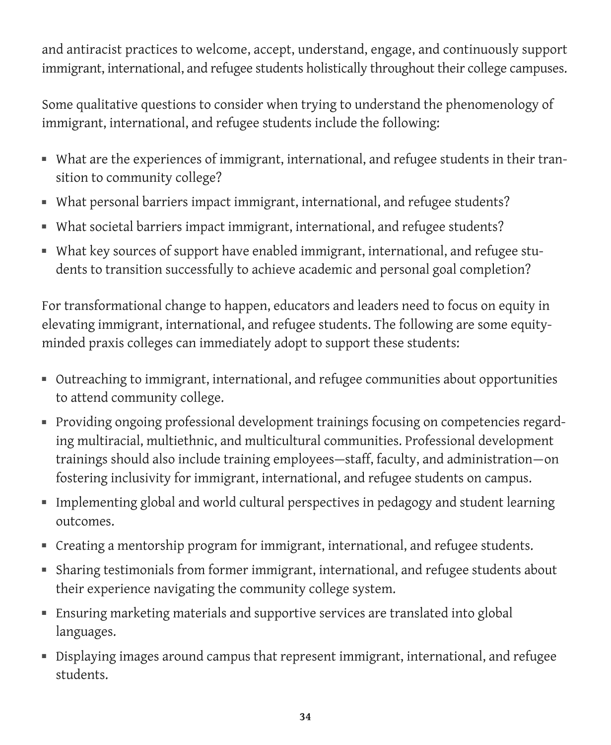and antiracist practices to welcome, accept, understand, engage, and continuously support immigrant, international, and refugee students holistically throughout their college campuses.

Some qualitative questions to consider when trying to understand the phenomenology of immigrant, international, and refugee students include the following:

- What are the experiences of immigrant, international, and refugee students in their transition to community college?
- What personal barriers impact immigrant, international, and refugee students?
- What societal barriers impact immigrant, international, and refugee students?
- What key sources of support have enabled immigrant, international, and refugee students to transition successfully to achieve academic and personal goal completion?

For transformational change to happen, educators and leaders need to focus on equity in elevating immigrant, international, and refugee students. The following are some equity-minded praxis colleges can immediately adopt to support these students:

- Outreaching to immigrant, international, and refugee communities about opportunities to attend community college.
- Providing ongoing professional development trainings focusing on competencies regarding multiracial, multiethnic, and multicultural communities. Professional development trainings should also include training employees—staff, faculty, and administration—on fostering inclusivity for immigrant, international, and refugee students on campus.
- Implementing global and world cultural perspectives in pedagogy and student learning outcomes.
- Creating a mentorship program for immigrant, international, and refugee students.
- Sharing testimonials from former immigrant, international, and refugee students about their experience navigating the community college system.
- Ensuring marketing materials and supportive services are translated into global languages.
- Displaying images around campus that represent immigrant, international, and refugee students.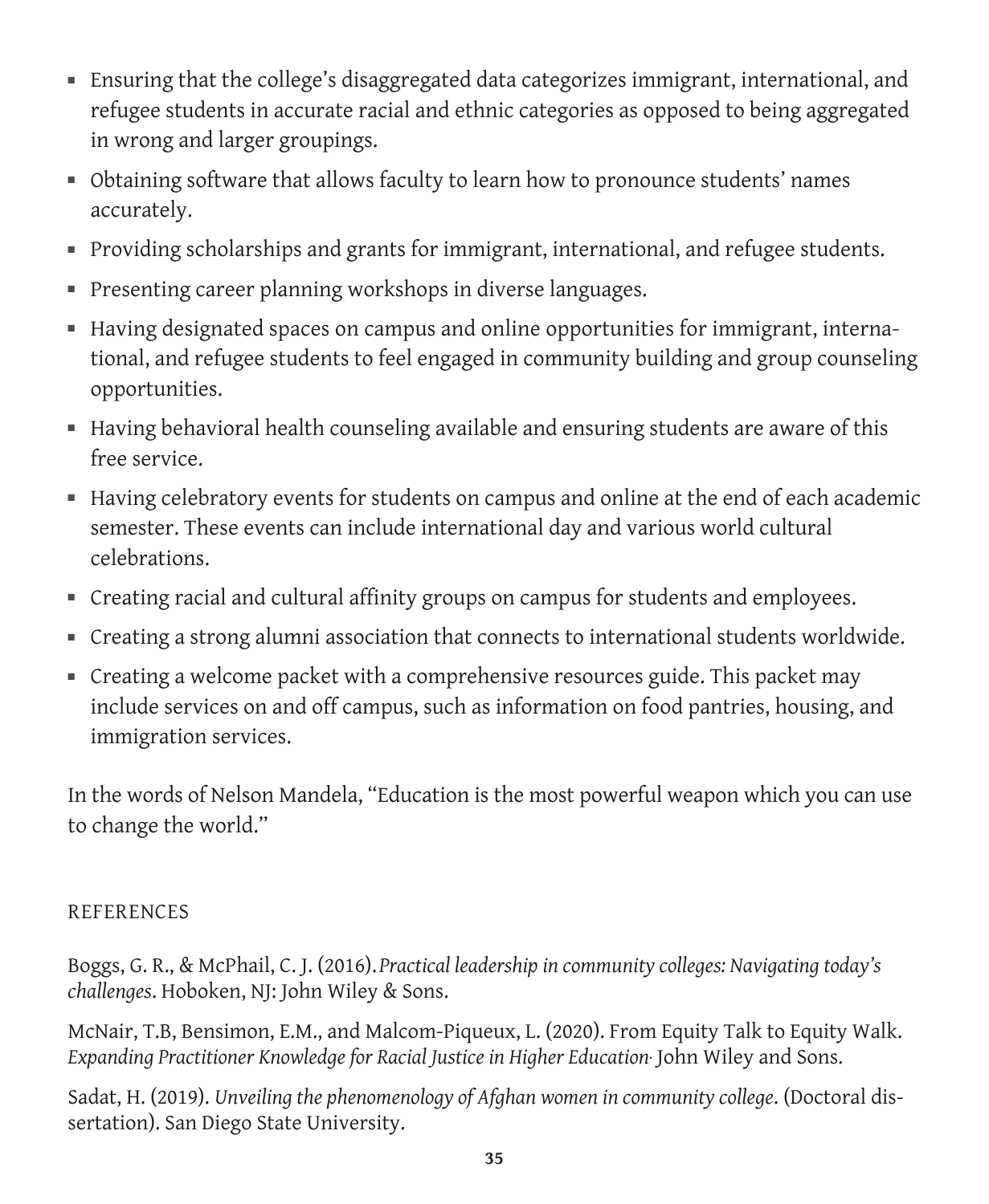- Ensuring that the college's disaggregated data categorizes immigrant, international, and refugee students in accurate racial and ethnic categories as opposed to being aggregated in wrong and larger groupings.
- Obtaining software that allows faculty to learn how to pronounce students' names accurately.
- Providing scholarships and grants for immigrant, international, and refugee students.
- Presenting career planning workshops in diverse languages.
- Having designated spaces on campus and online opportunities for immigrant, international, and refugee students to feel engaged in community building and group counseling opportunities.
- Having behavioral health counseling available and ensuring students are aware of this free service.
- Having celebratory events for students on campus and online at the end of each academic semester. These events can include international day and various world cultural celebrations.
- Creating racial and cultural affinity groups on campus for students and employees.
- Creating a strong alumni association that connects to international students worldwide.
- Creating a welcome packet with a comprehensive resources guide. This packet may include services on and off campus, such as information on food pantries, housing, and immigration services.

In the words of Nelson Mandela, "Education is the most powerful weapon which you can use to change the world."

## REFERENCES

Boggs, G. R., & McPhail, C. J. (2016). *Practical leadership in community colleges: Navigating today's challenges*. Hoboken, NJ: John Wiley & Sons.

McNair, T.B, Bensimon, E.M., and Malcom-Piqueux, L. (2020). From Equity Talk to Equity Walk. *Expanding Practitioner Knowledge for Racial Justice in Higher Education*· John Wiley and Sons.

Sadat, H. (2019). *Unveiling the phenomenology of Afghan women in community college*. (Doctoral dissertation). San Diego State University.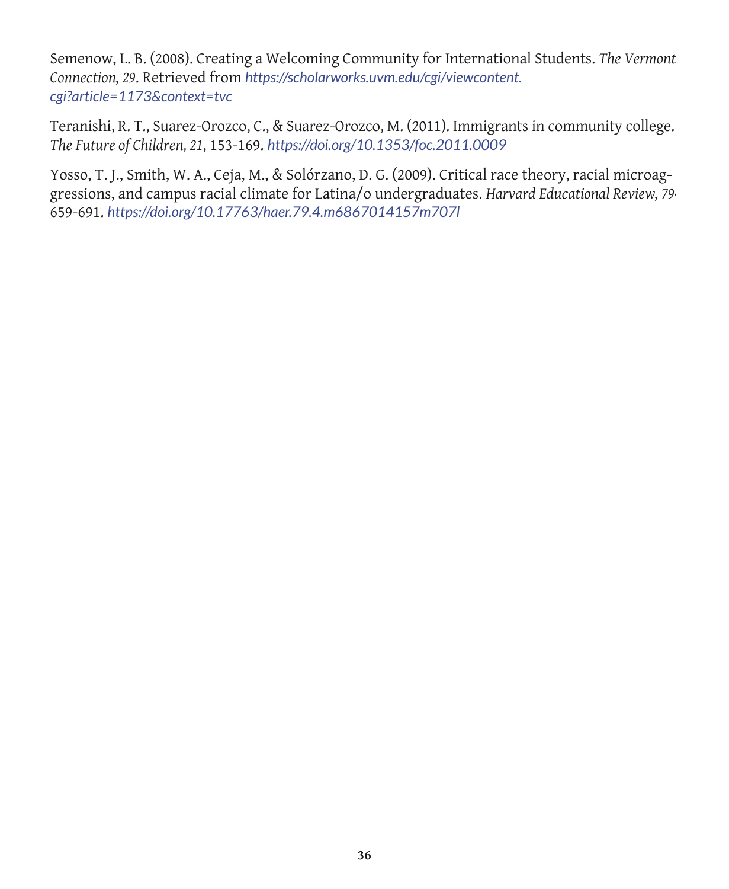Semenow, L. B. (2008). Creating a Welcoming Community for International Students. *The Vermont Connection, 29*. Retrieved from *https://scholarworks.uvm.edu/cgi/viewcontent.cgi?article=1173&context=tvc*

Teranishi, R. T., Suarez-Orozco, C., & Suarez-Orozco, M. (2011). Immigrants in community college. *The Future of Children, 21*, 153-169. *https://doi.org/10.1353/foc.2011.0009*

Yosso, T. J., Smith, W. A., Ceja, M., & Solórzano, D. G. (2009). Critical race theory, racial microaggressions, and campus racial climate for Latina/o undergraduates. *Harvard Educational Review, 79*, 659-691. *https://doi.org/10.17763/haer.79.4.m6867014157m707l*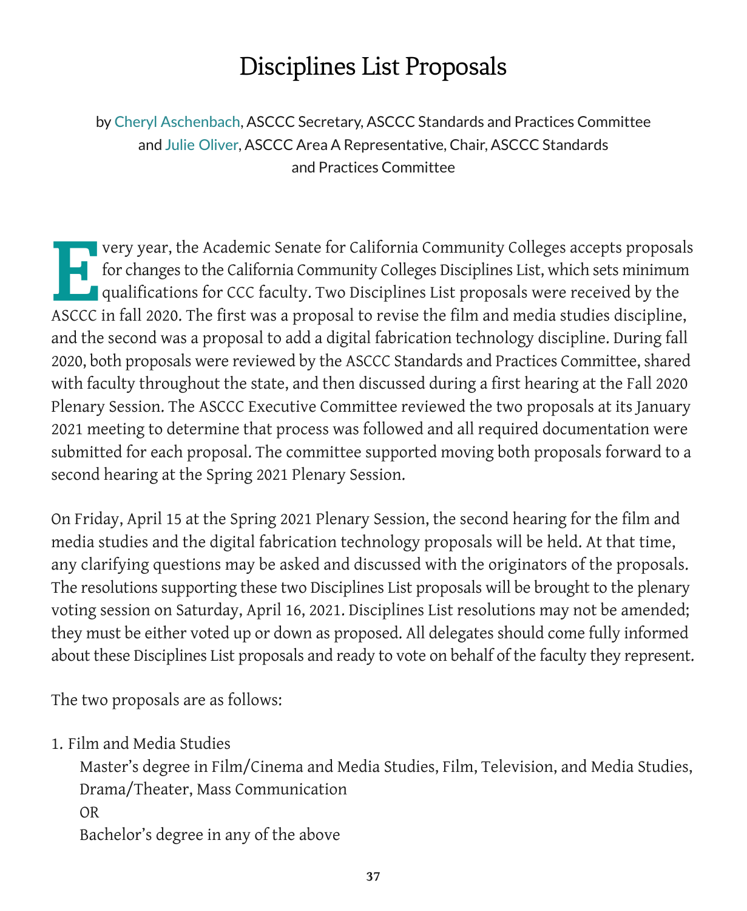# Disciplines List Proposals

by Cheryl Aschenbach, ASCCC Secretary, ASCCC Standards and Practices Committee and Julie Oliver, ASCCC Area A Representative, Chair, ASCCC Standards and Practices Committee

Every year, the Academic Senate for California Community Colleges accepts proposals for changes to the California Community Colleges Disciplines List, which sets minimum qualifications for CCC faculty. Two Disciplines List proposals were received by the ASCCC in fall 2020. The first was a proposal to revise the film and media studies discipline, and the second was a proposal to add a digital fabrication technology discipline. During fall 2020, both proposals were reviewed by the ASCCC Standards and Practices Committee, shared with faculty throughout the state, and then discussed during a first hearing at the Fall 2020 Plenary Session. The ASCCC Executive Committee reviewed the two proposals at its January 2021 meeting to determine that process was followed and all required documentation were submitted for each proposal. The committee supported moving both proposals forward to a second hearing at the Spring 2021 Plenary Session.

On Friday, April 15 at the Spring 2021 Plenary Session, the second hearing for the film and media studies and the digital fabrication technology proposals will be held. At that time, any clarifying questions may be asked and discussed with the originators of the proposals. The resolutions supporting these two Disciplines List proposals will be brought to the plenary voting session on Saturday, April 16, 2021. Disciplines List resolutions may not be amended; they must be either voted up or down as proposed. All delegates should come fully informed about these Disciplines List proposals and ready to vote on behalf of the faculty they represent.

The two proposals are as follows:

1. Film and Media Studies

   Master's degree in Film/Cinema and Media Studies, Film, Television, and Media Studies, Drama/Theater, Mass Communication

   OR

   Bachelor's degree in any of the above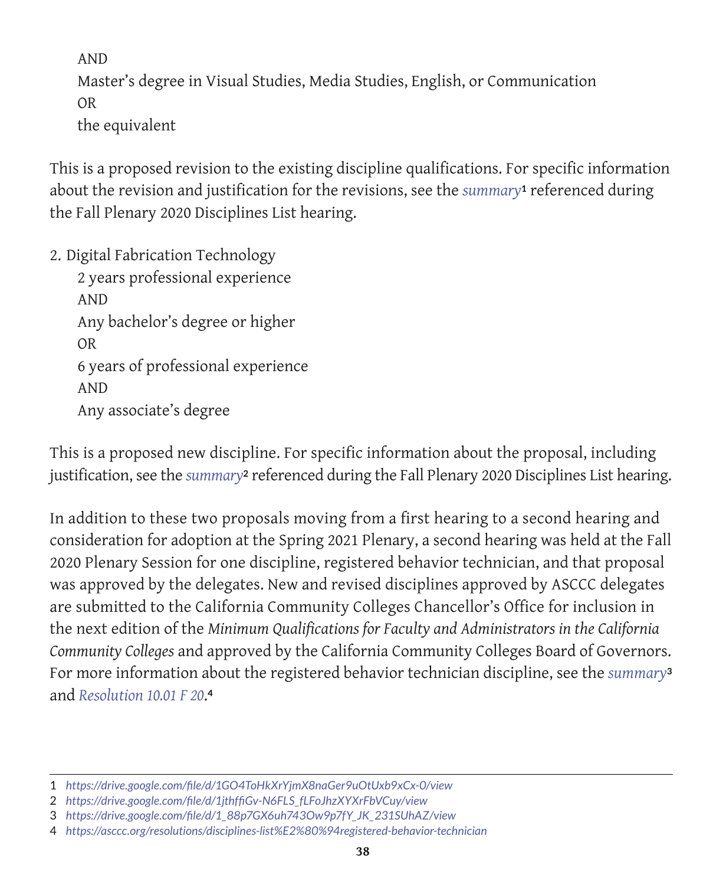AND
Master's degree in Visual Studies, Media Studies, English, or Communication
OR
the equivalent

This is a proposed revision to the existing discipline qualifications. For specific information about the revision and justification for the revisions, see the *summary*[1] referenced during the Fall Plenary 2020 Disciplines List hearing.

2. Digital Fabrication Technology
   2 years professional experience
   AND
   Any bachelor's degree or higher
   OR
   6 years of professional experience
   AND
   Any associate's degree

This is a proposed new discipline. For specific information about the proposal, including justification, see the *summary*[2] referenced during the Fall Plenary 2020 Disciplines List hearing.

In addition to these two proposals moving from a first hearing to a second hearing and consideration for adoption at the Spring 2021 Plenary, a second hearing was held at the Fall 2020 Plenary Session for one discipline, registered behavior technician, and that proposal was approved by the delegates. New and revised disciplines approved by ASCCC delegates are submitted to the California Community Colleges Chancellor's Office for inclusion in the next edition of the *Minimum Qualifications for Faculty and Administrators in the California Community Colleges* and approved by the California Community Colleges Board of Governors. For more information about the registered behavior technician discipline, see the *summary*[3] and *Resolution 10.01 F 20*.[4]

---

1 *https://drive.google.com/file/d/1GO4ToHkXrYjmX8naGer9uOtUxb9xCx-0/view*
2 *https://drive.google.com/file/d/1jthffiGv-N6FLS_fLFoJhzXYXrFbVCuy/view*
3 *https://drive.google.com/file/d/1_88p7GX6uh743Ow9p7fY_JK_231SUhAZ/view*
4 *https://asccc.org/resolutions/disciplines-list%E2%80%94registered-behavior-technician*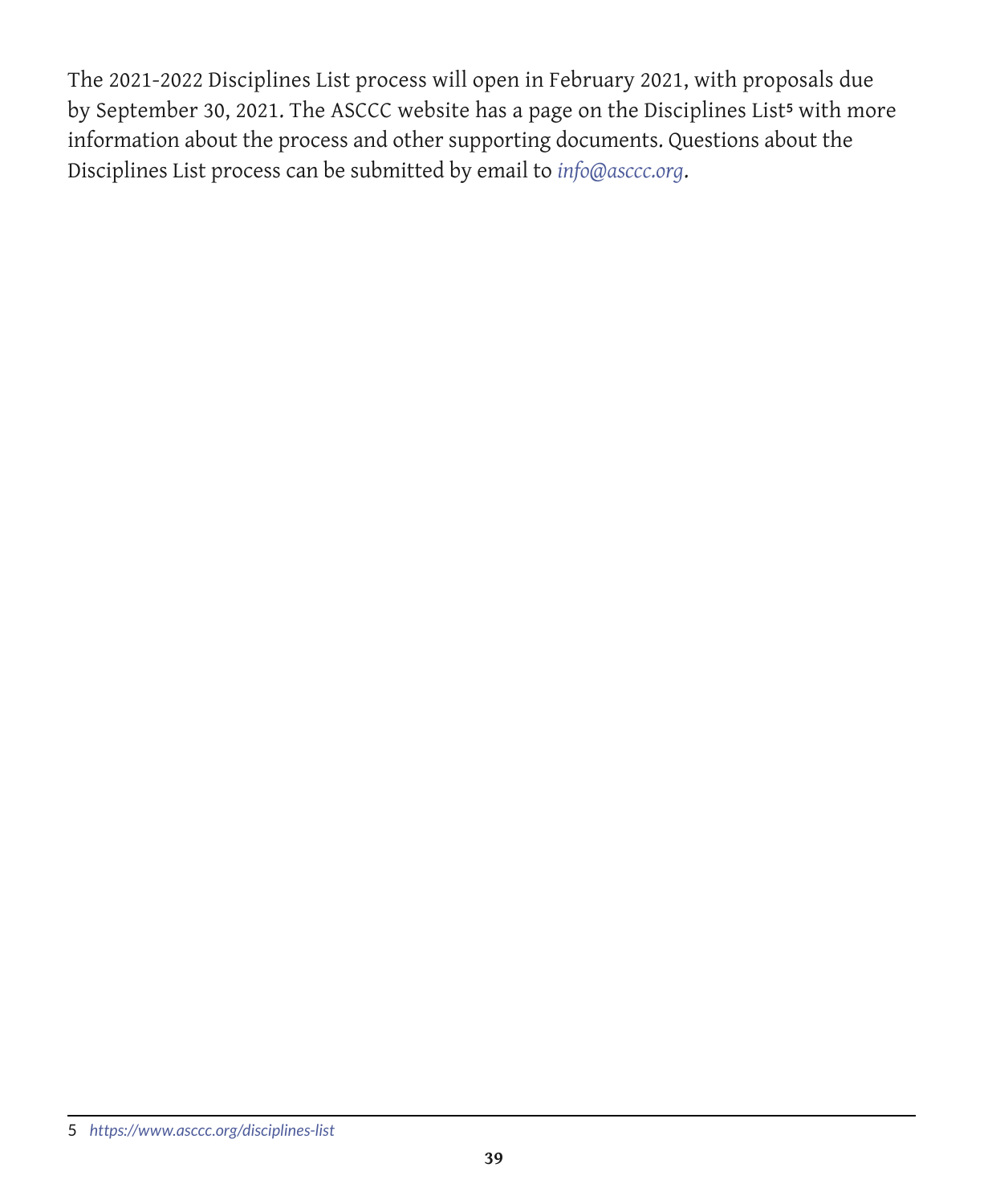The 2021-2022 Disciplines List process will open in February 2021, with proposals due by September 30, 2021. The ASCCC website has a page on the Disciplines List[5] with more information about the process and other supporting documents. Questions about the Disciplines List process can be submitted by email to *info@asccc.org*.

5 *https://www.asccc.org/disciplines-list*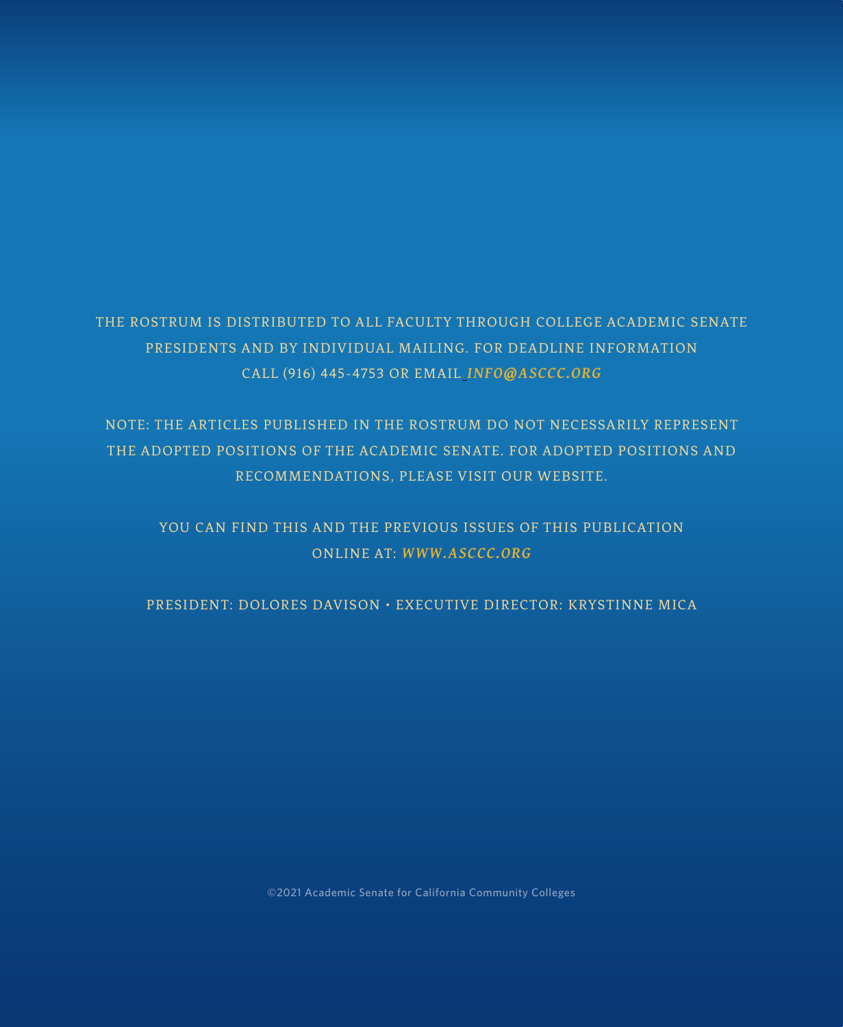THE ROSTRUM IS DISTRIBUTED TO ALL FACULTY THROUGH COLLEGE ACADEMIC SENATE PRESIDENTS AND BY INDIVIDUAL MAILING. FOR DEADLINE INFORMATION CALL (916) 445-4753 OR EMAIL *INFO@ASCCC.ORG*

NOTE: THE ARTICLES PUBLISHED IN THE ROSTRUM DO NOT NECESSARILY REPRESENT THE ADOPTED POSITIONS OF THE ACADEMIC SENATE. FOR ADOPTED POSITIONS AND RECOMMENDATIONS, PLEASE VISIT OUR WEBSITE.

YOU CAN FIND THIS AND THE PREVIOUS ISSUES OF THIS PUBLICATION ONLINE AT: *WWW.ASCCC.ORG*

PRESIDENT: DOLORES DAVISON • EXECUTIVE DIRECTOR: KRYSTINNE MICA

©2021 Academic Senate for California Community Colleges